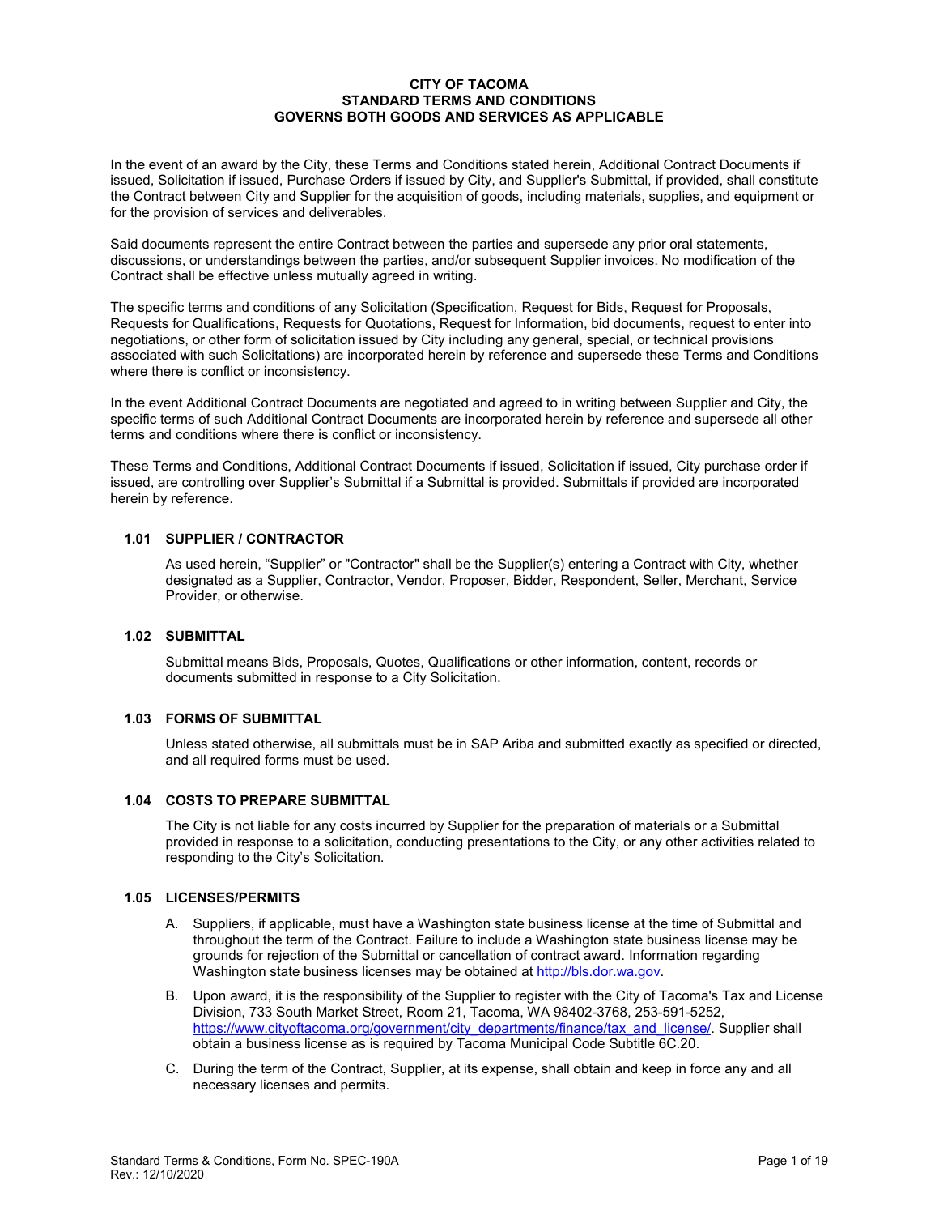# CITY OF TACOMA
## STANDARD TERMS AND CONDITIONS
## GOVERNS BOTH GOODS AND SERVICES AS APPLICABLE

In the event of an award by the City, these Terms and Conditions stated herein, Additional Contract Documents if issued, Solicitation if issued, Purchase Orders if issued by City, and Supplier's Submittal, if provided, shall constitute the Contract between City and Supplier for the acquisition of goods, including materials, supplies, and equipment or for the provision of services and deliverables.

Said documents represent the entire Contract between the parties and supersede any prior oral statements, discussions, or understandings between the parties, and/or subsequent Supplier invoices. No modification of the Contract shall be effective unless mutually agreed in writing.

The specific terms and conditions of any Solicitation (Specification, Request for Bids, Request for Proposals, Requests for Qualifications, Requests for Quotations, Request for Information, bid documents, request to enter into negotiations, or other form of solicitation issued by City including any general, special, or technical provisions associated with such Solicitations) are incorporated herein by reference and supersede these Terms and Conditions where there is conflict or inconsistency.

In the event Additional Contract Documents are negotiated and agreed to in writing between Supplier and City, the specific terms of such Additional Contract Documents are incorporated herein by reference and supersede all other terms and conditions where there is conflict or inconsistency.

These Terms and Conditions, Additional Contract Documents if issued, Solicitation if issued, City purchase order if issued, are controlling over Supplier's Submittal if a Submittal is provided. Submittals if provided are incorporated herein by reference.

### 1.01 SUPPLIER / CONTRACTOR

As used herein, "Supplier" or "Contractor" shall be the Supplier(s) entering a Contract with City, whether designated as a Supplier, Contractor, Vendor, Proposer, Bidder, Respondent, Seller, Merchant, Service Provider, or otherwise.

### 1.02 SUBMITTAL

Submittal means Bids, Proposals, Quotes, Qualifications or other information, content, records or documents submitted in response to a City Solicitation.

### 1.03 FORMS OF SUBMITTAL

Unless stated otherwise, all submittals must be in SAP Ariba and submitted exactly as specified or directed, and all required forms must be used.

### 1.04 COSTS TO PREPARE SUBMITTAL

The City is not liable for any costs incurred by Supplier for the preparation of materials or a Submittal provided in response to a solicitation, conducting presentations to the City, or any other activities related to responding to the City's Solicitation.

### 1.05 LICENSES/PERMITS

A. Suppliers, if applicable, must have a Washington state business license at the time of Submittal and throughout the term of the Contract. Failure to include a Washington state business license may be grounds for rejection of the Submittal or cancellation of contract award. Information regarding Washington state business licenses may be obtained at http://bls.dor.wa.gov.

B. Upon award, it is the responsibility of the Supplier to register with the City of Tacoma's Tax and License Division, 733 South Market Street, Room 21, Tacoma, WA 98402-3768, 253-591-5252, https://www.cityoftacoma.org/government/city_departments/finance/tax_and_license/. Supplier shall obtain a business license as is required by Tacoma Municipal Code Subtitle 6C.20.

C. During the term of the Contract, Supplier, at its expense, shall obtain and keep in force any and all necessary licenses and permits.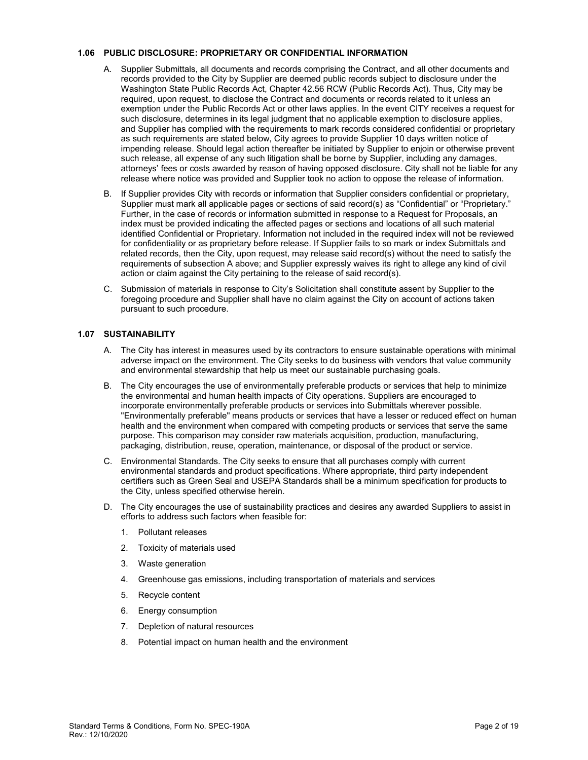### 1.06 PUBLIC DISCLOSURE: PROPRIETARY OR CONFIDENTIAL INFORMATION

A. Supplier Submittals, all documents and records comprising the Contract, and all other documents and records provided to the City by Supplier are deemed public records subject to disclosure under the Washington State Public Records Act, Chapter 42.56 RCW (Public Records Act). Thus, City may be required, upon request, to disclose the Contract and documents or records related to it unless an exemption under the Public Records Act or other laws applies. In the event CITY receives a request for such disclosure, determines in its legal judgment that no applicable exemption to disclosure applies, and Supplier has complied with the requirements to mark records considered confidential or proprietary as such requirements are stated below, City agrees to provide Supplier 10 days written notice of impending release. Should legal action thereafter be initiated by Supplier to enjoin or otherwise prevent such release, all expense of any such litigation shall be borne by Supplier, including any damages, attorneys' fees or costs awarded by reason of having opposed disclosure. City shall not be liable for any release where notice was provided and Supplier took no action to oppose the release of information.

B. If Supplier provides City with records or information that Supplier considers confidential or proprietary, Supplier must mark all applicable pages or sections of said record(s) as "Confidential" or "Proprietary." Further, in the case of records or information submitted in response to a Request for Proposals, an index must be provided indicating the affected pages or sections and locations of all such material identified Confidential or Proprietary. Information not included in the required index will not be reviewed for confidentiality or as proprietary before release. If Supplier fails to so mark or index Submittals and related records, then the City, upon request, may release said record(s) without the need to satisfy the requirements of subsection A above; and Supplier expressly waives its right to allege any kind of civil action or claim against the City pertaining to the release of said record(s).

C. Submission of materials in response to City's Solicitation shall constitute assent by Supplier to the foregoing procedure and Supplier shall have no claim against the City on account of actions taken pursuant to such procedure.

### 1.07 SUSTAINABILITY

A. The City has interest in measures used by its contractors to ensure sustainable operations with minimal adverse impact on the environment. The City seeks to do business with vendors that value community and environmental stewardship that help us meet our sustainable purchasing goals.

B. The City encourages the use of environmentally preferable products or services that help to minimize the environmental and human health impacts of City operations. Suppliers are encouraged to incorporate environmentally preferable products or services into Submittals wherever possible. "Environmentally preferable" means products or services that have a lesser or reduced effect on human health and the environment when compared with competing products or services that serve the same purpose. This comparison may consider raw materials acquisition, production, manufacturing, packaging, distribution, reuse, operation, maintenance, or disposal of the product or service.

C. Environmental Standards. The City seeks to ensure that all purchases comply with current environmental standards and product specifications. Where appropriate, third party independent certifiers such as Green Seal and USEPA Standards shall be a minimum specification for products to the City, unless specified otherwise herein.

D. The City encourages the use of sustainability practices and desires any awarded Suppliers to assist in efforts to address such factors when feasible for:

1. Pollutant releases
2. Toxicity of materials used
3. Waste generation
4. Greenhouse gas emissions, including transportation of materials and services
5. Recycle content
6. Energy consumption
7. Depletion of natural resources
8. Potential impact on human health and the environment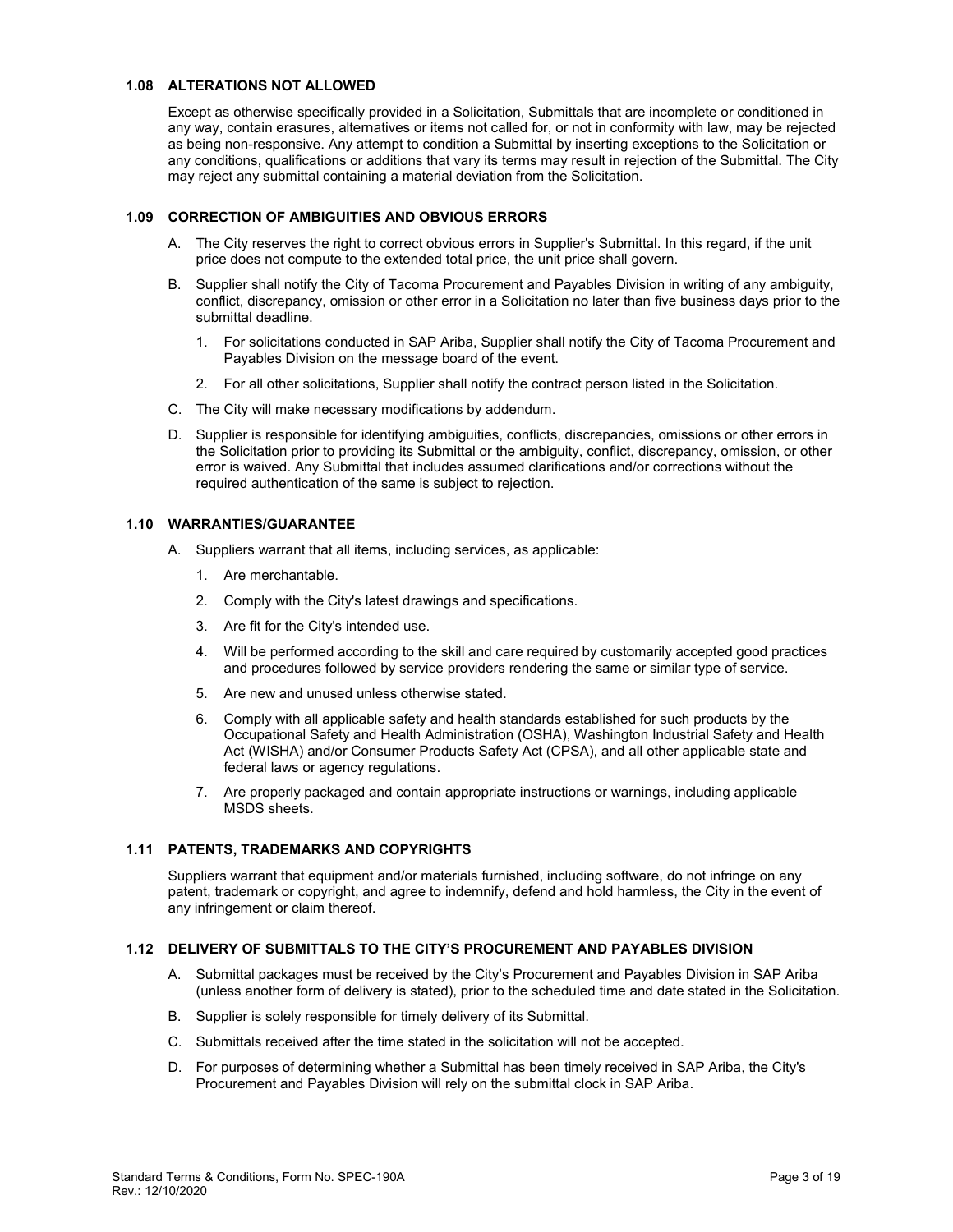### 1.08 ALTERATIONS NOT ALLOWED

Except as otherwise specifically provided in a Solicitation, Submittals that are incomplete or conditioned in any way, contain erasures, alternatives or items not called for, or not in conformity with law, may be rejected as being non-responsive. Any attempt to condition a Submittal by inserting exceptions to the Solicitation or any conditions, qualifications or additions that vary its terms may result in rejection of the Submittal. The City may reject any submittal containing a material deviation from the Solicitation.

### 1.09 CORRECTION OF AMBIGUITIES AND OBVIOUS ERRORS

A. The City reserves the right to correct obvious errors in Supplier's Submittal. In this regard, if the unit price does not compute to the extended total price, the unit price shall govern.

B. Supplier shall notify the City of Tacoma Procurement and Payables Division in writing of any ambiguity, conflict, discrepancy, omission or other error in a Solicitation no later than five business days prior to the submittal deadline.

1. For solicitations conducted in SAP Ariba, Supplier shall notify the City of Tacoma Procurement and Payables Division on the message board of the event.
2. For all other solicitations, Supplier shall notify the contract person listed in the Solicitation.

C. The City will make necessary modifications by addendum.

D. Supplier is responsible for identifying ambiguities, conflicts, discrepancies, omissions or other errors in the Solicitation prior to providing its Submittal or the ambiguity, conflict, discrepancy, omission, or other error is waived. Any Submittal that includes assumed clarifications and/or corrections without the required authentication of the same is subject to rejection.

### 1.10 WARRANTIES/GUARANTEE

A. Suppliers warrant that all items, including services, as applicable:

1. Are merchantable.
2. Comply with the City's latest drawings and specifications.
3. Are fit for the City's intended use.
4. Will be performed according to the skill and care required by customarily accepted good practices and procedures followed by service providers rendering the same or similar type of service.
5. Are new and unused unless otherwise stated.
6. Comply with all applicable safety and health standards established for such products by the Occupational Safety and Health Administration (OSHA), Washington Industrial Safety and Health Act (WISHA) and/or Consumer Products Safety Act (CPSA), and all other applicable state and federal laws or agency regulations.
7. Are properly packaged and contain appropriate instructions or warnings, including applicable MSDS sheets.

### 1.11 PATENTS, TRADEMARKS AND COPYRIGHTS

Suppliers warrant that equipment and/or materials furnished, including software, do not infringe on any patent, trademark or copyright, and agree to indemnify, defend and hold harmless, the City in the event of any infringement or claim thereof.

### 1.12 DELIVERY OF SUBMITTALS TO THE CITY'S PROCUREMENT AND PAYABLES DIVISION

A. Submittal packages must be received by the City's Procurement and Payables Division in SAP Ariba (unless another form of delivery is stated), prior to the scheduled time and date stated in the Solicitation.

B. Supplier is solely responsible for timely delivery of its Submittal.

C. Submittals received after the time stated in the solicitation will not be accepted.

D. For purposes of determining whether a Submittal has been timely received in SAP Ariba, the City's Procurement and Payables Division will rely on the submittal clock in SAP Ariba.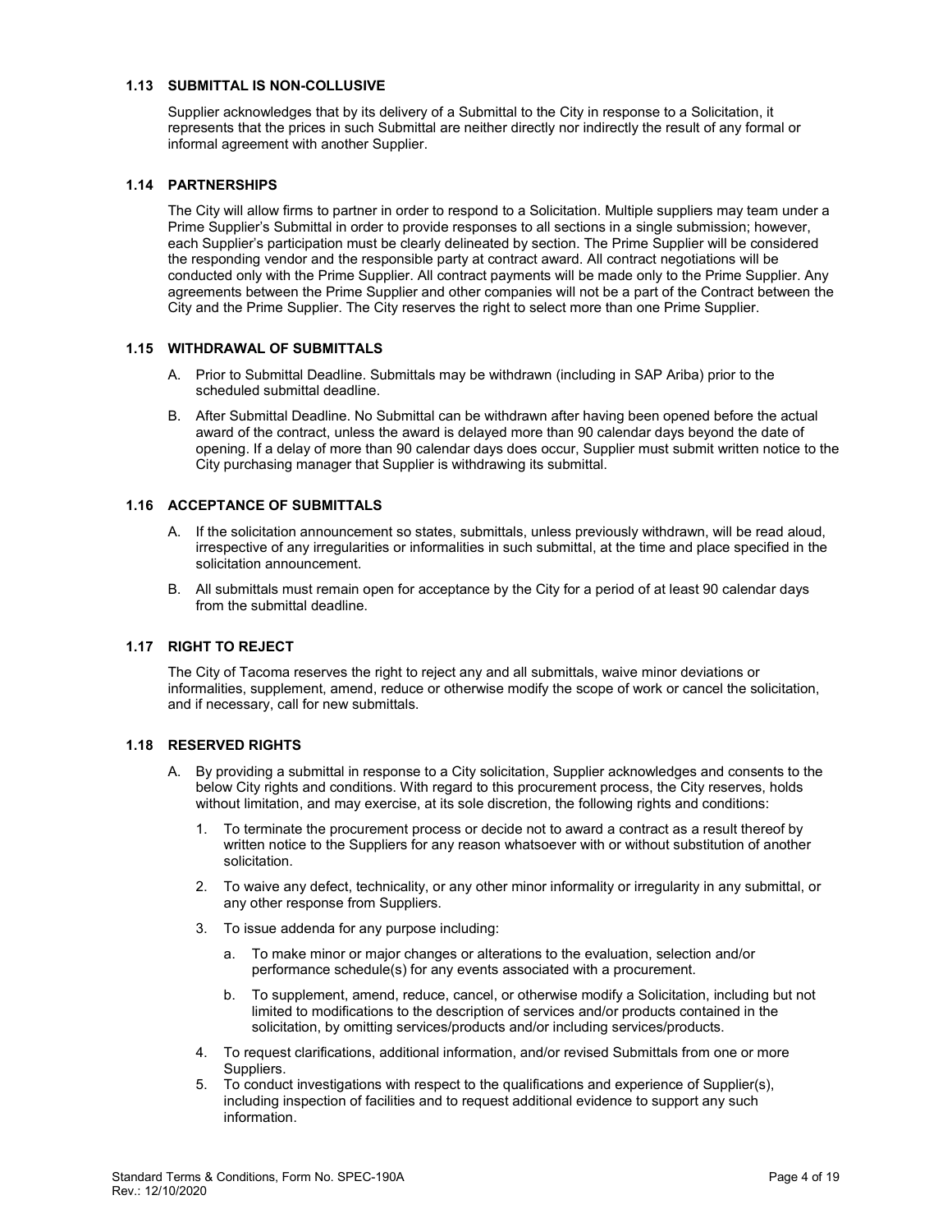### 1.13 SUBMITTAL IS NON-COLLUSIVE

Supplier acknowledges that by its delivery of a Submittal to the City in response to a Solicitation, it represents that the prices in such Submittal are neither directly nor indirectly the result of any formal or informal agreement with another Supplier.

### 1.14 PARTNERSHIPS

The City will allow firms to partner in order to respond to a Solicitation. Multiple suppliers may team under a Prime Supplier's Submittal in order to provide responses to all sections in a single submission; however, each Supplier's participation must be clearly delineated by section. The Prime Supplier will be considered the responding vendor and the responsible party at contract award. All contract negotiations will be conducted only with the Prime Supplier. All contract payments will be made only to the Prime Supplier. Any agreements between the Prime Supplier and other companies will not be a part of the Contract between the City and the Prime Supplier. The City reserves the right to select more than one Prime Supplier.

### 1.15 WITHDRAWAL OF SUBMITTALS

A. Prior to Submittal Deadline. Submittals may be withdrawn (including in SAP Ariba) prior to the scheduled submittal deadline.

B. After Submittal Deadline. No Submittal can be withdrawn after having been opened before the actual award of the contract, unless the award is delayed more than 90 calendar days beyond the date of opening. If a delay of more than 90 calendar days does occur, Supplier must submit written notice to the City purchasing manager that Supplier is withdrawing its submittal.

### 1.16 ACCEPTANCE OF SUBMITTALS

A. If the solicitation announcement so states, submittals, unless previously withdrawn, will be read aloud, irrespective of any irregularities or informalities in such submittal, at the time and place specified in the solicitation announcement.

B. All submittals must remain open for acceptance by the City for a period of at least 90 calendar days from the submittal deadline.

### 1.17 RIGHT TO REJECT

The City of Tacoma reserves the right to reject any and all submittals, waive minor deviations or informalities, supplement, amend, reduce or otherwise modify the scope of work or cancel the solicitation, and if necessary, call for new submittals.

### 1.18 RESERVED RIGHTS

A. By providing a submittal in response to a City solicitation, Supplier acknowledges and consents to the below City rights and conditions. With regard to this procurement process, the City reserves, holds without limitation, and may exercise, at its sole discretion, the following rights and conditions:

1. To terminate the procurement process or decide not to award a contract as a result thereof by written notice to the Suppliers for any reason whatsoever with or without substitution of another solicitation.
2. To waive any defect, technicality, or any other minor informality or irregularity in any submittal, or any other response from Suppliers.
3. To issue addenda for any purpose including:
   a. To make minor or major changes or alterations to the evaluation, selection and/or performance schedule(s) for any events associated with a procurement.
   b. To supplement, amend, reduce, cancel, or otherwise modify a Solicitation, including but not limited to modifications to the description of services and/or products contained in the solicitation, by omitting services/products and/or including services/products.
4. To request clarifications, additional information, and/or revised Submittals from one or more Suppliers.
5. To conduct investigations with respect to the qualifications and experience of Supplier(s), including inspection of facilities and to request additional evidence to support any such information.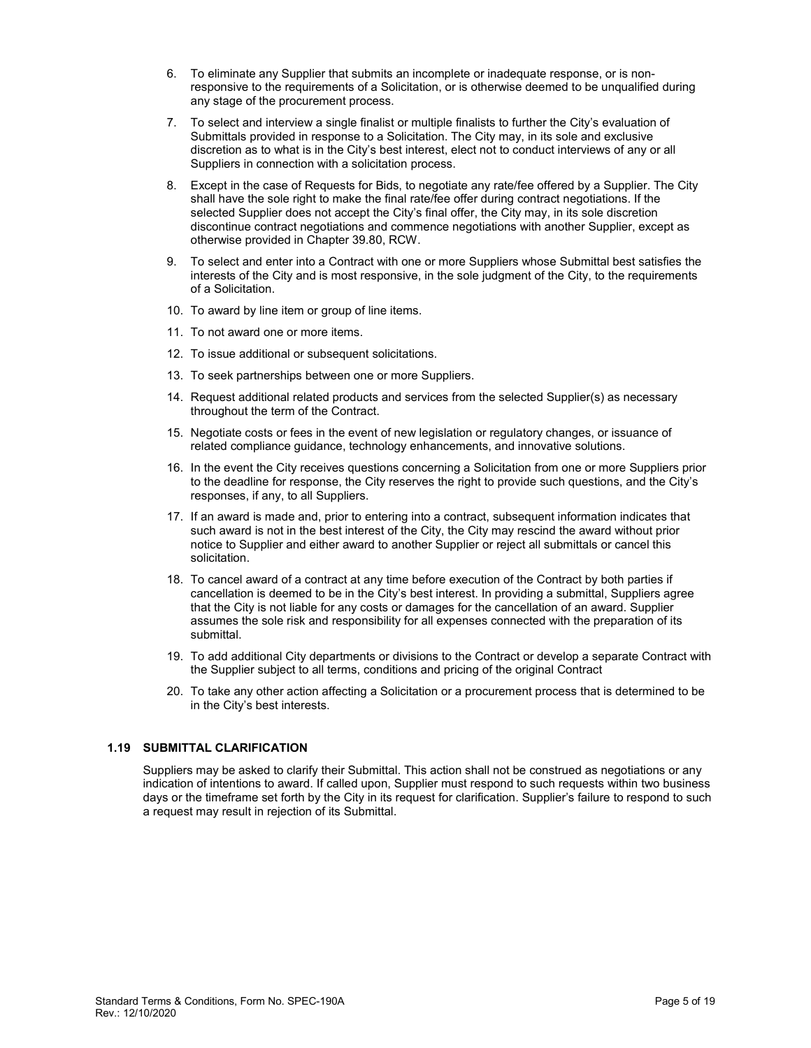6. To eliminate any Supplier that submits an incomplete or inadequate response, or is non-responsive to the requirements of a Solicitation, or is otherwise deemed to be unqualified during any stage of the procurement process.
7. To select and interview a single finalist or multiple finalists to further the City's evaluation of Submittals provided in response to a Solicitation. The City may, in its sole and exclusive discretion as to what is in the City's best interest, elect not to conduct interviews of any or all Suppliers in connection with a solicitation process.
8. Except in the case of Requests for Bids, to negotiate any rate/fee offered by a Supplier. The City shall have the sole right to make the final rate/fee offer during contract negotiations. If the selected Supplier does not accept the City's final offer, the City may, in its sole discretion discontinue contract negotiations and commence negotiations with another Supplier, except as otherwise provided in Chapter 39.80, RCW.
9. To select and enter into a Contract with one or more Suppliers whose Submittal best satisfies the interests of the City and is most responsive, in the sole judgment of the City, to the requirements of a Solicitation.
10. To award by line item or group of line items.
11. To not award one or more items.
12. To issue additional or subsequent solicitations.
13. To seek partnerships between one or more Suppliers.
14. Request additional related products and services from the selected Supplier(s) as necessary throughout the term of the Contract.
15. Negotiate costs or fees in the event of new legislation or regulatory changes, or issuance of related compliance guidance, technology enhancements, and innovative solutions.
16. In the event the City receives questions concerning a Solicitation from one or more Suppliers prior to the deadline for response, the City reserves the right to provide such questions, and the City's responses, if any, to all Suppliers.
17. If an award is made and, prior to entering into a contract, subsequent information indicates that such award is not in the best interest of the City, the City may rescind the award without prior notice to Supplier and either award to another Supplier or reject all submittals or cancel this solicitation.
18. To cancel award of a contract at any time before execution of the Contract by both parties if cancellation is deemed to be in the City's best interest. In providing a submittal, Suppliers agree that the City is not liable for any costs or damages for the cancellation of an award. Supplier assumes the sole risk and responsibility for all expenses connected with the preparation of its submittal.
19. To add additional City departments or divisions to the Contract or develop a separate Contract with the Supplier subject to all terms, conditions and pricing of the original Contract
20. To take any other action affecting a Solicitation or a procurement process that is determined to be in the City's best interests.

### 1.19 SUBMITTAL CLARIFICATION

Suppliers may be asked to clarify their Submittal. This action shall not be construed as negotiations or any indication of intentions to award. If called upon, Supplier must respond to such requests within two business days or the timeframe set forth by the City in its request for clarification. Supplier's failure to respond to such a request may result in rejection of its Submittal.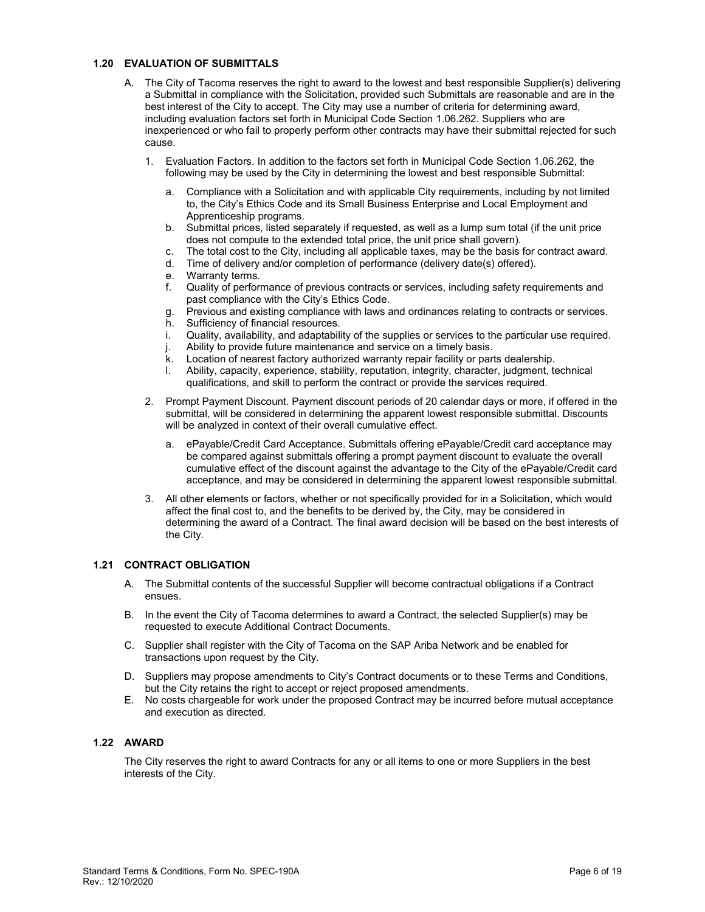### 1.20 EVALUATION OF SUBMITTALS

A. The City of Tacoma reserves the right to award to the lowest and best responsible Supplier(s) delivering a Submittal in compliance with the Solicitation, provided such Submittals are reasonable and are in the best interest of the City to accept. The City may use a number of criteria for determining award, including evaluation factors set forth in Municipal Code Section 1.06.262. Suppliers who are inexperienced or who fail to properly perform other contracts may have their submittal rejected for such cause.

   1. Evaluation Factors. In addition to the factors set forth in Municipal Code Section 1.06.262, the following may be used by the City in determining the lowest and best responsible Submittal:

      a. Compliance with a Solicitation and with applicable City requirements, including by not limited to, the City's Ethics Code and its Small Business Enterprise and Local Employment and Apprenticeship programs.
      b. Submittal prices, listed separately if requested, as well as a lump sum total (if the unit price does not compute to the extended total price, the unit price shall govern).
      c. The total cost to the City, including all applicable taxes, may be the basis for contract award.
      d. Time of delivery and/or completion of performance (delivery date(s) offered).
      e. Warranty terms.
      f. Quality of performance of previous contracts or services, including safety requirements and past compliance with the City's Ethics Code.
      g. Previous and existing compliance with laws and ordinances relating to contracts or services.
      h. Sufficiency of financial resources.
      i. Quality, availability, and adaptability of the supplies or services to the particular use required.
      j. Ability to provide future maintenance and service on a timely basis.
      k. Location of nearest factory authorized warranty repair facility or parts dealership.
      l. Ability, capacity, experience, stability, reputation, integrity, character, judgment, technical qualifications, and skill to perform the contract or provide the services required.

   2. Prompt Payment Discount. Payment discount periods of 20 calendar days or more, if offered in the submittal, will be considered in determining the apparent lowest responsible submittal. Discounts will be analyzed in context of their overall cumulative effect.

      a. ePayable/Credit Card Acceptance. Submittals offering ePayable/Credit card acceptance may be compared against submittals offering a prompt payment discount to evaluate the overall cumulative effect of the discount against the advantage to the City of the ePayable/Credit card acceptance, and may be considered in determining the apparent lowest responsible submittal.

   3. All other elements or factors, whether or not specifically provided for in a Solicitation, which would affect the final cost to, and the benefits to be derived by, the City, may be considered in determining the award of a Contract. The final award decision will be based on the best interests of the City.

### 1.21 CONTRACT OBLIGATION

A. The Submittal contents of the successful Supplier will become contractual obligations if a Contract ensues.

B. In the event the City of Tacoma determines to award a Contract, the selected Supplier(s) may be requested to execute Additional Contract Documents.

C. Supplier shall register with the City of Tacoma on the SAP Ariba Network and be enabled for transactions upon request by the City.

D. Suppliers may propose amendments to City's Contract documents or to these Terms and Conditions, but the City retains the right to accept or reject proposed amendments.

E. No costs chargeable for work under the proposed Contract may be incurred before mutual acceptance and execution as directed.

### 1.22 AWARD

The City reserves the right to award Contracts for any or all items to one or more Suppliers in the best interests of the City.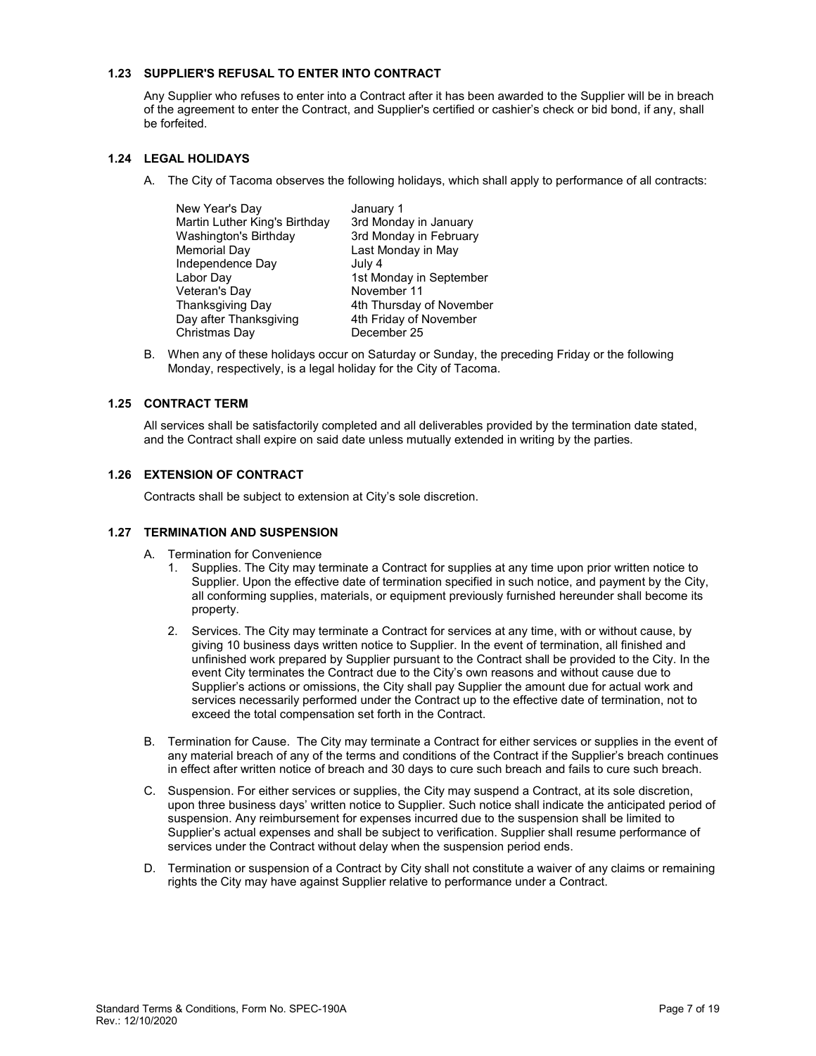### 1.23 SUPPLIER'S REFUSAL TO ENTER INTO CONTRACT

Any Supplier who refuses to enter into a Contract after it has been awarded to the Supplier will be in breach of the agreement to enter the Contract, and Supplier's certified or cashier's check or bid bond, if any, shall be forfeited.

### 1.24 LEGAL HOLIDAYS

A. The City of Tacoma observes the following holidays, which shall apply to performance of all contracts:

| | |
|---|---|
| New Year's Day | January 1 |
| Martin Luther King's Birthday | 3rd Monday in January |
| Washington's Birthday | 3rd Monday in February |
| Memorial Day | Last Monday in May |
| Independence Day | July 4 |
| Labor Day | 1st Monday in September |
| Veteran's Day | November 11 |
| Thanksgiving Day | 4th Thursday of November |
| Day after Thanksgiving | 4th Friday of November |
| Christmas Day | December 25 |

B. When any of these holidays occur on Saturday or Sunday, the preceding Friday or the following Monday, respectively, is a legal holiday for the City of Tacoma.

### 1.25 CONTRACT TERM

All services shall be satisfactorily completed and all deliverables provided by the termination date stated, and the Contract shall expire on said date unless mutually extended in writing by the parties.

### 1.26 EXTENSION OF CONTRACT

Contracts shall be subject to extension at City's sole discretion.

### 1.27 TERMINATION AND SUSPENSION

A. Termination for Convenience
   1. Supplies. The City may terminate a Contract for supplies at any time upon prior written notice to Supplier. Upon the effective date of termination specified in such notice, and payment by the City, all conforming supplies, materials, or equipment previously furnished hereunder shall become its property.
   2. Services. The City may terminate a Contract for services at any time, with or without cause, by giving 10 business days written notice to Supplier. In the event of termination, all finished and unfinished work prepared by Supplier pursuant to the Contract shall be provided to the City. In the event City terminates the Contract due to the City's own reasons and without cause due to Supplier's actions or omissions, the City shall pay Supplier the amount due for actual work and services necessarily performed under the Contract up to the effective date of termination, not to exceed the total compensation set forth in the Contract.

B. Termination for Cause. The City may terminate a Contract for either services or supplies in the event of any material breach of any of the terms and conditions of the Contract if the Supplier's breach continues in effect after written notice of breach and 30 days to cure such breach and fails to cure such breach.

C. Suspension. For either services or supplies, the City may suspend a Contract, at its sole discretion, upon three business days' written notice to Supplier. Such notice shall indicate the anticipated period of suspension. Any reimbursement for expenses incurred due to the suspension shall be limited to Supplier's actual expenses and shall be subject to verification. Supplier shall resume performance of services under the Contract without delay when the suspension period ends.

D. Termination or suspension of a Contract by City shall not constitute a waiver of any claims or remaining rights the City may have against Supplier relative to performance under a Contract.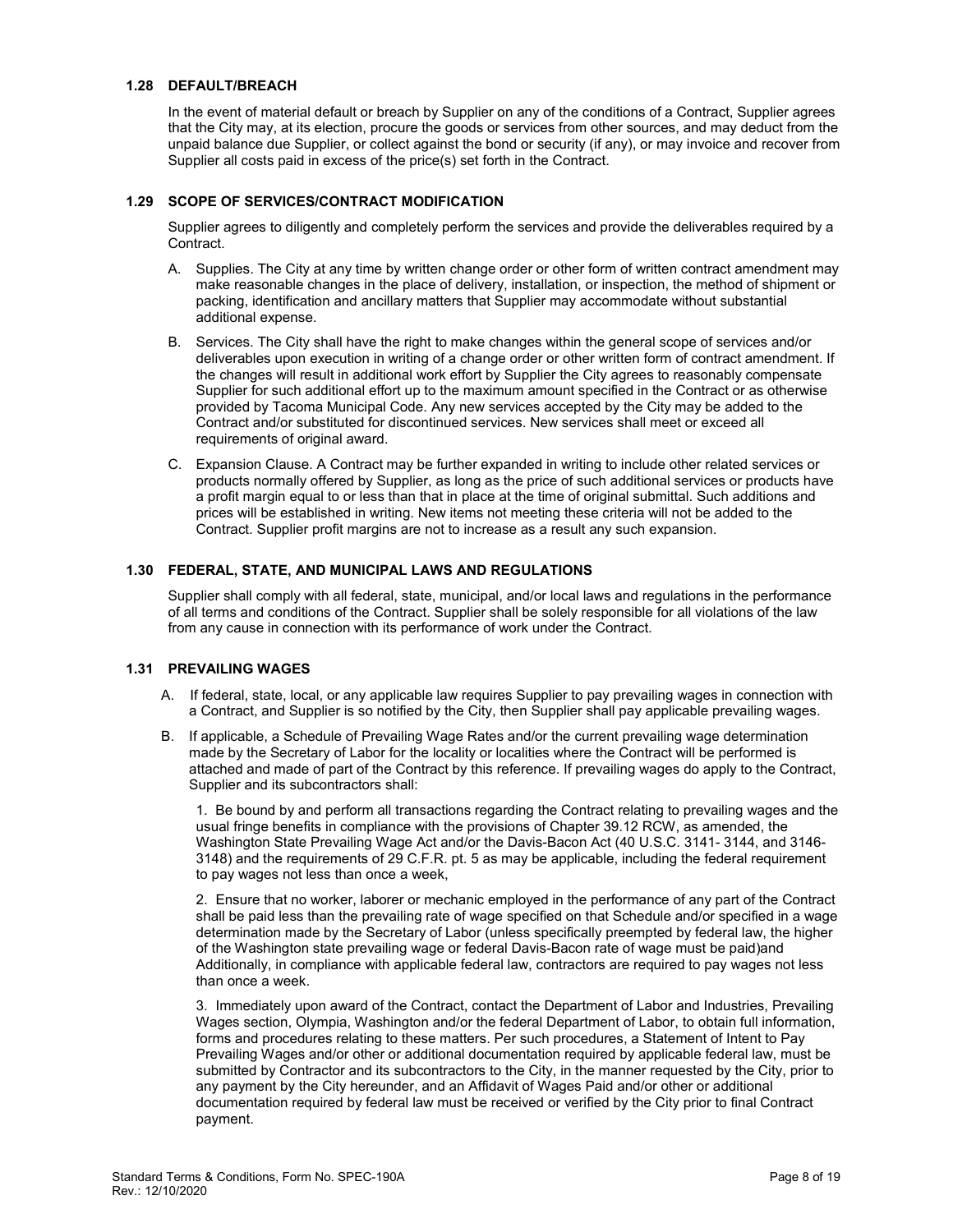### 1.28 DEFAULT/BREACH

In the event of material default or breach by Supplier on any of the conditions of a Contract, Supplier agrees that the City may, at its election, procure the goods or services from other sources, and may deduct from the unpaid balance due Supplier, or collect against the bond or security (if any), or may invoice and recover from Supplier all costs paid in excess of the price(s) set forth in the Contract.

### 1.29 SCOPE OF SERVICES/CONTRACT MODIFICATION

Supplier agrees to diligently and completely perform the services and provide the deliverables required by a Contract.

A. Supplies. The City at any time by written change order or other form of written contract amendment may make reasonable changes in the place of delivery, installation, or inspection, the method of shipment or packing, identification and ancillary matters that Supplier may accommodate without substantial additional expense.

B. Services. The City shall have the right to make changes within the general scope of services and/or deliverables upon execution in writing of a change order or other written form of contract amendment. If the changes will result in additional work effort by Supplier the City agrees to reasonably compensate Supplier for such additional effort up to the maximum amount specified in the Contract or as otherwise provided by Tacoma Municipal Code. Any new services accepted by the City may be added to the Contract and/or substituted for discontinued services. New services shall meet or exceed all requirements of original award.

C. Expansion Clause. A Contract may be further expanded in writing to include other related services or products normally offered by Supplier, as long as the price of such additional services or products have a profit margin equal to or less than that in place at the time of original submittal. Such additions and prices will be established in writing. New items not meeting these criteria will not be added to the Contract. Supplier profit margins are not to increase as a result any such expansion.

### 1.30 FEDERAL, STATE, AND MUNICIPAL LAWS AND REGULATIONS

Supplier shall comply with all federal, state, municipal, and/or local laws and regulations in the performance of all terms and conditions of the Contract. Supplier shall be solely responsible for all violations of the law from any cause in connection with its performance of work under the Contract.

### 1.31 PREVAILING WAGES

A. If federal, state, local, or any applicable law requires Supplier to pay prevailing wages in connection with a Contract, and Supplier is so notified by the City, then Supplier shall pay applicable prevailing wages.

B. If applicable, a Schedule of Prevailing Wage Rates and/or the current prevailing wage determination made by the Secretary of Labor for the locality or localities where the Contract will be performed is attached and made of part of the Contract by this reference. If prevailing wages do apply to the Contract, Supplier and its subcontractors shall:

1. Be bound by and perform all transactions regarding the Contract relating to prevailing wages and the usual fringe benefits in compliance with the provisions of Chapter 39.12 RCW, as amended, the Washington State Prevailing Wage Act and/or the Davis-Bacon Act (40 U.S.C. 3141- 3144, and 3146-3148) and the requirements of 29 C.F.R. pt. 5 as may be applicable, including the federal requirement to pay wages not less than once a week,

2. Ensure that no worker, laborer or mechanic employed in the performance of any part of the Contract shall be paid less than the prevailing rate of wage specified on that Schedule and/or specified in a wage determination made by the Secretary of Labor (unless specifically preempted by federal law, the higher of the Washington state prevailing wage or federal Davis-Bacon rate of wage must be paid)and Additionally, in compliance with applicable federal law, contractors are required to pay wages not less than once a week.

3. Immediately upon award of the Contract, contact the Department of Labor and Industries, Prevailing Wages section, Olympia, Washington and/or the federal Department of Labor, to obtain full information, forms and procedures relating to these matters. Per such procedures, a Statement of Intent to Pay Prevailing Wages and/or other or additional documentation required by applicable federal law, must be submitted by Contractor and its subcontractors to the City, in the manner requested by the City, prior to any payment by the City hereunder, and an Affidavit of Wages Paid and/or other or additional documentation required by federal law must be received or verified by the City prior to final Contract payment.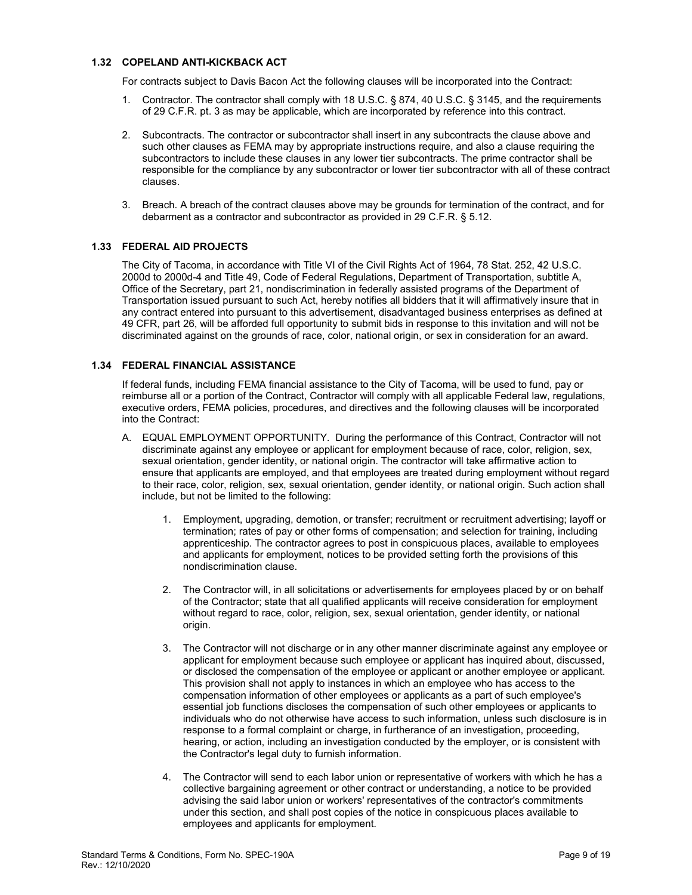### 1.32 COPELAND ANTI-KICKBACK ACT

For contracts subject to Davis Bacon Act the following clauses will be incorporated into the Contract:

1. Contractor. The contractor shall comply with 18 U.S.C. § 874, 40 U.S.C. § 3145, and the requirements of 29 C.F.R. pt. 3 as may be applicable, which are incorporated by reference into this contract.

2. Subcontracts. The contractor or subcontractor shall insert in any subcontracts the clause above and such other clauses as FEMA may by appropriate instructions require, and also a clause requiring the subcontractors to include these clauses in any lower tier subcontracts. The prime contractor shall be responsible for the compliance by any subcontractor or lower tier subcontractor with all of these contract clauses.

3. Breach. A breach of the contract clauses above may be grounds for termination of the contract, and for debarment as a contractor and subcontractor as provided in 29 C.F.R. § 5.12.

### 1.33 FEDERAL AID PROJECTS

The City of Tacoma, in accordance with Title VI of the Civil Rights Act of 1964, 78 Stat. 252, 42 U.S.C. 2000d to 2000d-4 and Title 49, Code of Federal Regulations, Department of Transportation, subtitle A, Office of the Secretary, part 21, nondiscrimination in federally assisted programs of the Department of Transportation issued pursuant to such Act, hereby notifies all bidders that it will affirmatively insure that in any contract entered into pursuant to this advertisement, disadvantaged business enterprises as defined at 49 CFR, part 26, will be afforded full opportunity to submit bids in response to this invitation and will not be discriminated against on the grounds of race, color, national origin, or sex in consideration for an award.

### 1.34 FEDERAL FINANCIAL ASSISTANCE

If federal funds, including FEMA financial assistance to the City of Tacoma, will be used to fund, pay or reimburse all or a portion of the Contract, Contractor will comply with all applicable Federal law, regulations, executive orders, FEMA policies, procedures, and directives and the following clauses will be incorporated into the Contract:

A. EQUAL EMPLOYMENT OPPORTUNITY. During the performance of this Contract, Contractor will not discriminate against any employee or applicant for employment because of race, color, religion, sex, sexual orientation, gender identity, or national origin. The contractor will take affirmative action to ensure that applicants are employed, and that employees are treated during employment without regard to their race, color, religion, sex, sexual orientation, gender identity, or national origin. Such action shall include, but not be limited to the following:

   1. Employment, upgrading, demotion, or transfer; recruitment or recruitment advertising; layoff or termination; rates of pay or other forms of compensation; and selection for training, including apprenticeship. The contractor agrees to post in conspicuous places, available to employees and applicants for employment, notices to be provided setting forth the provisions of this nondiscrimination clause.

   2. The Contractor will, in all solicitations or advertisements for employees placed by or on behalf of the Contractor; state that all qualified applicants will receive consideration for employment without regard to race, color, religion, sex, sexual orientation, gender identity, or national origin.

   3. The Contractor will not discharge or in any other manner discriminate against any employee or applicant for employment because such employee or applicant has inquired about, discussed, or disclosed the compensation of the employee or applicant or another employee or applicant. This provision shall not apply to instances in which an employee who has access to the compensation information of other employees or applicants as a part of such employee's essential job functions discloses the compensation of such other employees or applicants to individuals who do not otherwise have access to such information, unless such disclosure is in response to a formal complaint or charge, in furtherance of an investigation, proceeding, hearing, or action, including an investigation conducted by the employer, or is consistent with the Contractor's legal duty to furnish information.

   4. The Contractor will send to each labor union or representative of workers with which he has a collective bargaining agreement or other contract or understanding, a notice to be provided advising the said labor union or workers' representatives of the contractor's commitments under this section, and shall post copies of the notice in conspicuous places available to employees and applicants for employment.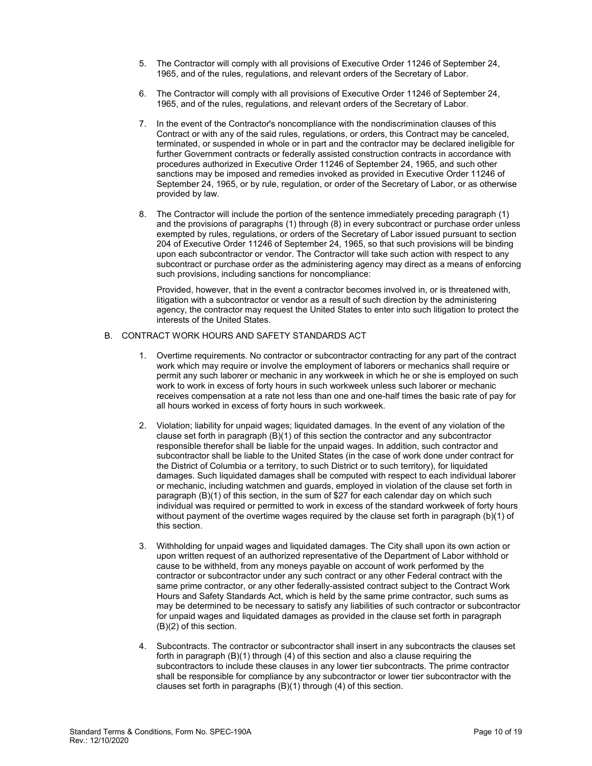5. The Contractor will comply with all provisions of Executive Order 11246 of September 24, 1965, and of the rules, regulations, and relevant orders of the Secretary of Labor.

6. The Contractor will comply with all provisions of Executive Order 11246 of September 24, 1965, and of the rules, regulations, and relevant orders of the Secretary of Labor.

7. In the event of the Contractor's noncompliance with the nondiscrimination clauses of this Contract or with any of the said rules, regulations, or orders, this Contract may be canceled, terminated, or suspended in whole or in part and the contractor may be declared ineligible for further Government contracts or federally assisted construction contracts in accordance with procedures authorized in Executive Order 11246 of September 24, 1965, and such other sanctions may be imposed and remedies invoked as provided in Executive Order 11246 of September 24, 1965, or by rule, regulation, or order of the Secretary of Labor, or as otherwise provided by law.

8. The Contractor will include the portion of the sentence immediately preceding paragraph (1) and the provisions of paragraphs (1) through (8) in every subcontract or purchase order unless exempted by rules, regulations, or orders of the Secretary of Labor issued pursuant to section 204 of Executive Order 11246 of September 24, 1965, so that such provisions will be binding upon each subcontractor or vendor. The Contractor will take such action with respect to any subcontract or purchase order as the administering agency may direct as a means of enforcing such provisions, including sanctions for noncompliance:

   Provided, however, that in the event a contractor becomes involved in, or is threatened with, litigation with a subcontractor or vendor as a result of such direction by the administering agency, the contractor may request the United States to enter into such litigation to protect the interests of the United States.

B. CONTRACT WORK HOURS AND SAFETY STANDARDS ACT

1. Overtime requirements. No contractor or subcontractor contracting for any part of the contract work which may require or involve the employment of laborers or mechanics shall require or permit any such laborer or mechanic in any workweek in which he or she is employed on such work to work in excess of forty hours in such workweek unless such laborer or mechanic receives compensation at a rate not less than one and one-half times the basic rate of pay for all hours worked in excess of forty hours in such workweek.

2. Violation; liability for unpaid wages; liquidated damages. In the event of any violation of the clause set forth in paragraph (B)(1) of this section the contractor and any subcontractor responsible therefor shall be liable for the unpaid wages. In addition, such contractor and subcontractor shall be liable to the United States (in the case of work done under contract for the District of Columbia or a territory, to such District or to such territory), for liquidated damages. Such liquidated damages shall be computed with respect to each individual laborer or mechanic, including watchmen and guards, employed in violation of the clause set forth in paragraph (B)(1) of this section, in the sum of $27 for each calendar day on which such individual was required or permitted to work in excess of the standard workweek of forty hours without payment of the overtime wages required by the clause set forth in paragraph (b)(1) of this section.

3. Withholding for unpaid wages and liquidated damages. The City shall upon its own action or upon written request of an authorized representative of the Department of Labor withhold or cause to be withheld, from any moneys payable on account of work performed by the contractor or subcontractor under any such contract or any other Federal contract with the same prime contractor, or any other federally-assisted contract subject to the Contract Work Hours and Safety Standards Act, which is held by the same prime contractor, such sums as may be determined to be necessary to satisfy any liabilities of such contractor or subcontractor for unpaid wages and liquidated damages as provided in the clause set forth in paragraph (B)(2) of this section.

4. Subcontracts. The contractor or subcontractor shall insert in any subcontracts the clauses set forth in paragraph (B)(1) through (4) of this section and also a clause requiring the subcontractors to include these clauses in any lower tier subcontracts. The prime contractor shall be responsible for compliance by any subcontractor or lower tier subcontractor with the clauses set forth in paragraphs (B)(1) through (4) of this section.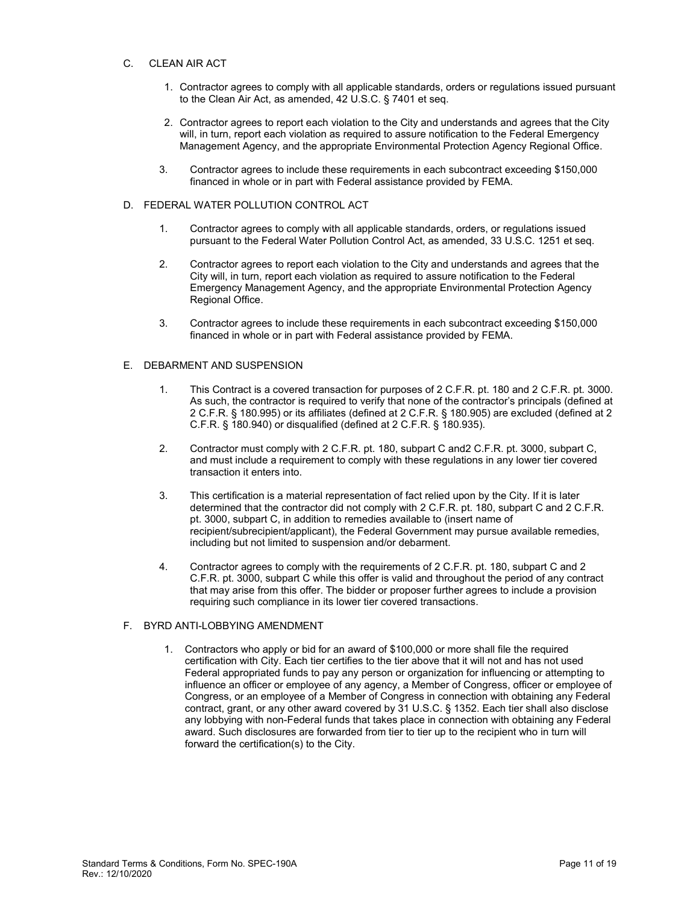## C. CLEAN AIR ACT

1. Contractor agrees to comply with all applicable standards, orders or regulations issued pursuant to the Clean Air Act, as amended, 42 U.S.C. § 7401 et seq.
2. Contractor agrees to report each violation to the City and understands and agrees that the City will, in turn, report each violation as required to assure notification to the Federal Emergency Management Agency, and the appropriate Environmental Protection Agency Regional Office.
3. Contractor agrees to include these requirements in each subcontract exceeding $150,000 financed in whole or in part with Federal assistance provided by FEMA.

## D. FEDERAL WATER POLLUTION CONTROL ACT

1. Contractor agrees to comply with all applicable standards, orders, or regulations issued pursuant to the Federal Water Pollution Control Act, as amended, 33 U.S.C. 1251 et seq.
2. Contractor agrees to report each violation to the City and understands and agrees that the City will, in turn, report each violation as required to assure notification to the Federal Emergency Management Agency, and the appropriate Environmental Protection Agency Regional Office.
3. Contractor agrees to include these requirements in each subcontract exceeding $150,000 financed in whole or in part with Federal assistance provided by FEMA.

## E. DEBARMENT AND SUSPENSION

1. This Contract is a covered transaction for purposes of 2 C.F.R. pt. 180 and 2 C.F.R. pt. 3000. As such, the contractor is required to verify that none of the contractor's principals (defined at 2 C.F.R. § 180.995) or its affiliates (defined at 2 C.F.R. § 180.905) are excluded (defined at 2 C.F.R. § 180.940) or disqualified (defined at 2 C.F.R. § 180.935).
2. Contractor must comply with 2 C.F.R. pt. 180, subpart C and2 C.F.R. pt. 3000, subpart C, and must include a requirement to comply with these regulations in any lower tier covered transaction it enters into.
3. This certification is a material representation of fact relied upon by the City. If it is later determined that the contractor did not comply with 2 C.F.R. pt. 180, subpart C and 2 C.F.R. pt. 3000, subpart C, in addition to remedies available to (insert name of recipient/subrecipient/applicant), the Federal Government may pursue available remedies, including but not limited to suspension and/or debarment.
4. Contractor agrees to comply with the requirements of 2 C.F.R. pt. 180, subpart C and 2 C.F.R. pt. 3000, subpart C while this offer is valid and throughout the period of any contract that may arise from this offer. The bidder or proposer further agrees to include a provision requiring such compliance in its lower tier covered transactions.

## F. BYRD ANTI-LOBBYING AMENDMENT

1. Contractors who apply or bid for an award of $100,000 or more shall file the required certification with City. Each tier certifies to the tier above that it will not and has not used Federal appropriated funds to pay any person or organization for influencing or attempting to influence an officer or employee of any agency, a Member of Congress, officer or employee of Congress, or an employee of a Member of Congress in connection with obtaining any Federal contract, grant, or any other award covered by 31 U.S.C. § 1352. Each tier shall also disclose any lobbying with non-Federal funds that takes place in connection with obtaining any Federal award. Such disclosures are forwarded from tier to tier up to the recipient who in turn will forward the certification(s) to the City.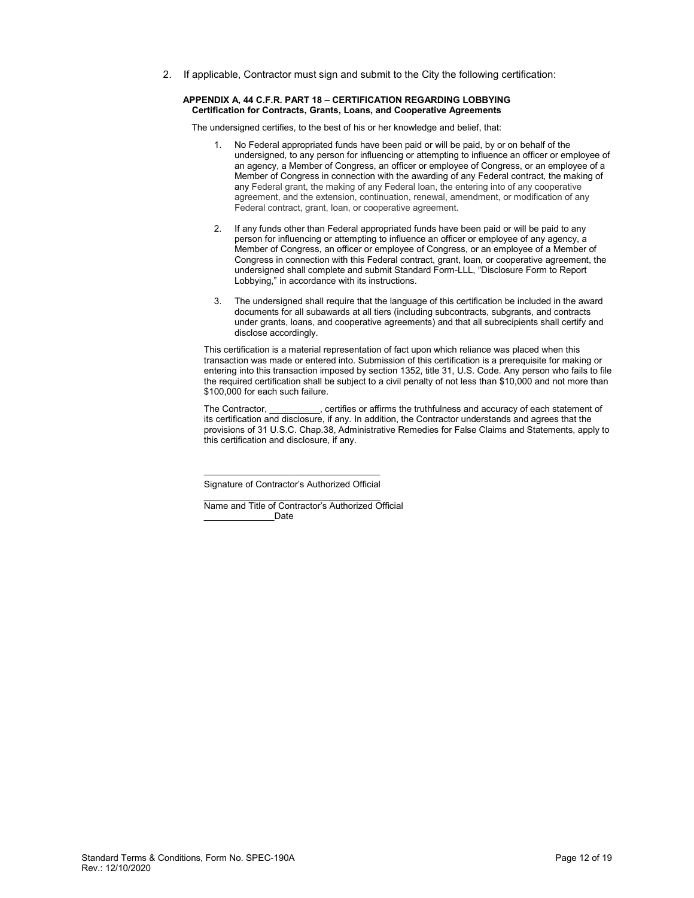2. If applicable, Contractor must sign and submit to the City the following certification:

**APPENDIX A, 44 C.F.R. PART 18 – CERTIFICATION REGARDING LOBBYING**
**Certification for Contracts, Grants, Loans, and Cooperative Agreements**

The undersigned certifies, to the best of his or her knowledge and belief, that:

1. No Federal appropriated funds have been paid or will be paid, by or on behalf of the undersigned, to any person for influencing or attempting to influence an officer or employee of an agency, a Member of Congress, an officer or employee of Congress, or an employee of a Member of Congress in connection with the awarding of any Federal contract, the making of any Federal grant, the making of any Federal loan, the entering into of any cooperative agreement, and the extension, continuation, renewal, amendment, or modification of any Federal contract, grant, loan, or cooperative agreement.

2. If any funds other than Federal appropriated funds have been paid or will be paid to any person for influencing or attempting to influence an officer or employee of any agency, a Member of Congress, an officer or employee of Congress, or an employee of a Member of Congress in connection with this Federal contract, grant, loan, or cooperative agreement, the undersigned shall complete and submit Standard Form-LLL, "Disclosure Form to Report Lobbying," in accordance with its instructions.

3. The undersigned shall require that the language of this certification be included in the award documents for all subawards at all tiers (including subcontracts, subgrants, and contracts under grants, loans, and cooperative agreements) and that all subrecipients shall certify and disclose accordingly.

This certification is a material representation of fact upon which reliance was placed when this transaction was made or entered into. Submission of this certification is a prerequisite for making or entering into this transaction imposed by section 1352, title 31, U.S. Code. Any person who fails to file the required certification shall be subject to a civil penalty of not less than $10,000 and not more than $100,000 for each such failure.

The Contractor, __________, certifies or affirms the truthfulness and accuracy of each statement of its certification and disclosure, if any. In addition, the Contractor understands and agrees that the provisions of 31 U.S.C. Chap.38, Administrative Remedies for False Claims and Statements, apply to this certification and disclosure, if any.

___________________________________
Signature of Contractor's Authorized Official

___________________________________
Name and Title of Contractor's Authorized Official

______________Date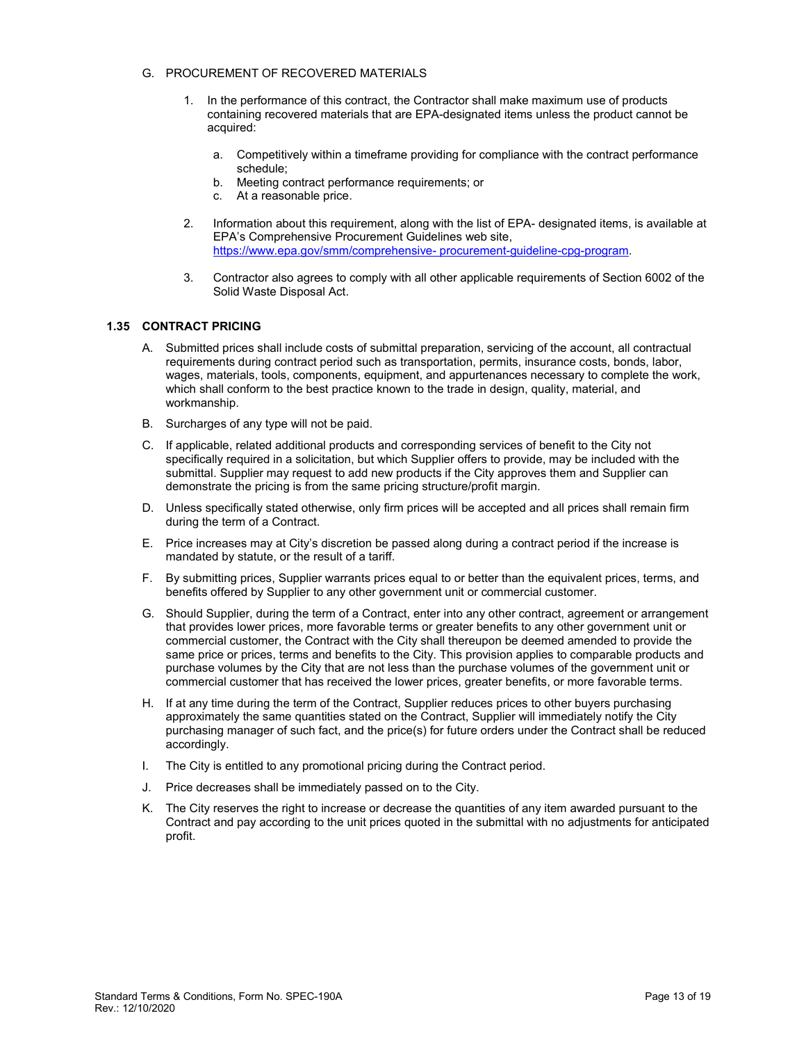G. PROCUREMENT OF RECOVERED MATERIALS

1. In the performance of this contract, the Contractor shall make maximum use of products containing recovered materials that are EPA-designated items unless the product cannot be acquired:

    a. Competitively within a timeframe providing for compliance with the contract performance schedule;
    b. Meeting contract performance requirements; or
    c. At a reasonable price.

2. Information about this requirement, along with the list of EPA- designated items, is available at EPA's Comprehensive Procurement Guidelines web site, https://www.epa.gov/smm/comprehensive- procurement-guideline-cpg-program.

3. Contractor also agrees to comply with all other applicable requirements of Section 6002 of the Solid Waste Disposal Act.

### 1.35 CONTRACT PRICING

A. Submitted prices shall include costs of submittal preparation, servicing of the account, all contractual requirements during contract period such as transportation, permits, insurance costs, bonds, labor, wages, materials, tools, components, equipment, and appurtenances necessary to complete the work, which shall conform to the best practice known to the trade in design, quality, material, and workmanship.

B. Surcharges of any type will not be paid.

C. If applicable, related additional products and corresponding services of benefit to the City not specifically required in a solicitation, but which Supplier offers to provide, may be included with the submittal. Supplier may request to add new products if the City approves them and Supplier can demonstrate the pricing is from the same pricing structure/profit margin.

D. Unless specifically stated otherwise, only firm prices will be accepted and all prices shall remain firm during the term of a Contract.

E. Price increases may at City's discretion be passed along during a contract period if the increase is mandated by statute, or the result of a tariff.

F. By submitting prices, Supplier warrants prices equal to or better than the equivalent prices, terms, and benefits offered by Supplier to any other government unit or commercial customer.

G. Should Supplier, during the term of a Contract, enter into any other contract, agreement or arrangement that provides lower prices, more favorable terms or greater benefits to any other government unit or commercial customer, the Contract with the City shall thereupon be deemed amended to provide the same price or prices, terms and benefits to the City. This provision applies to comparable products and purchase volumes by the City that are not less than the purchase volumes of the government unit or commercial customer that has received the lower prices, greater benefits, or more favorable terms.

H. If at any time during the term of the Contract, Supplier reduces prices to other buyers purchasing approximately the same quantities stated on the Contract, Supplier will immediately notify the City purchasing manager of such fact, and the price(s) for future orders under the Contract shall be reduced accordingly.

I. The City is entitled to any promotional pricing during the Contract period.

J. Price decreases shall be immediately passed on to the City.

K. The City reserves the right to increase or decrease the quantities of any item awarded pursuant to the Contract and pay according to the unit prices quoted in the submittal with no adjustments for anticipated profit.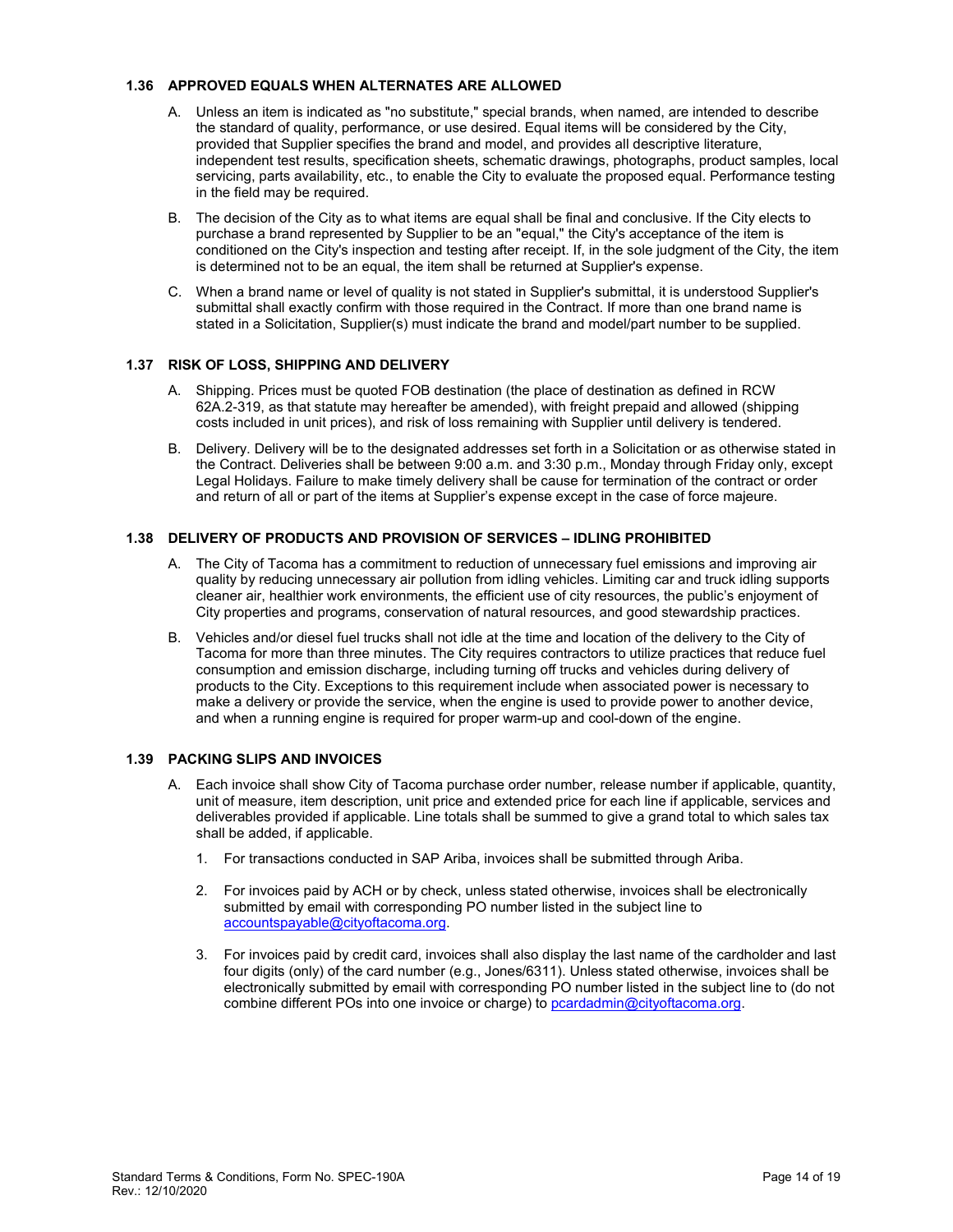### 1.36 APPROVED EQUALS WHEN ALTERNATES ARE ALLOWED

A. Unless an item is indicated as "no substitute," special brands, when named, are intended to describe the standard of quality, performance, or use desired. Equal items will be considered by the City, provided that Supplier specifies the brand and model, and provides all descriptive literature, independent test results, specification sheets, schematic drawings, photographs, product samples, local servicing, parts availability, etc., to enable the City to evaluate the proposed equal. Performance testing in the field may be required.

B. The decision of the City as to what items are equal shall be final and conclusive. If the City elects to purchase a brand represented by Supplier to be an "equal," the City's acceptance of the item is conditioned on the City's inspection and testing after receipt. If, in the sole judgment of the City, the item is determined not to be an equal, the item shall be returned at Supplier's expense.

C. When a brand name or level of quality is not stated in Supplier's submittal, it is understood Supplier's submittal shall exactly confirm with those required in the Contract. If more than one brand name is stated in a Solicitation, Supplier(s) must indicate the brand and model/part number to be supplied.

### 1.37 RISK OF LOSS, SHIPPING AND DELIVERY

A. Shipping. Prices must be quoted FOB destination (the place of destination as defined in RCW 62A.2-319, as that statute may hereafter be amended), with freight prepaid and allowed (shipping costs included in unit prices), and risk of loss remaining with Supplier until delivery is tendered.

B. Delivery. Delivery will be to the designated addresses set forth in a Solicitation or as otherwise stated in the Contract. Deliveries shall be between 9:00 a.m. and 3:30 p.m., Monday through Friday only, except Legal Holidays. Failure to make timely delivery shall be cause for termination of the contract or order and return of all or part of the items at Supplier's expense except in the case of force majeure.

### 1.38 DELIVERY OF PRODUCTS AND PROVISION OF SERVICES – IDLING PROHIBITED

A. The City of Tacoma has a commitment to reduction of unnecessary fuel emissions and improving air quality by reducing unnecessary air pollution from idling vehicles. Limiting car and truck idling supports cleaner air, healthier work environments, the efficient use of city resources, the public's enjoyment of City properties and programs, conservation of natural resources, and good stewardship practices.

B. Vehicles and/or diesel fuel trucks shall not idle at the time and location of the delivery to the City of Tacoma for more than three minutes. The City requires contractors to utilize practices that reduce fuel consumption and emission discharge, including turning off trucks and vehicles during delivery of products to the City. Exceptions to this requirement include when associated power is necessary to make a delivery or provide the service, when the engine is used to provide power to another device, and when a running engine is required for proper warm-up and cool-down of the engine.

### 1.39 PACKING SLIPS AND INVOICES

A. Each invoice shall show City of Tacoma purchase order number, release number if applicable, quantity, unit of measure, item description, unit price and extended price for each line if applicable, services and deliverables provided if applicable. Line totals shall be summed to give a grand total to which sales tax shall be added, if applicable.

1. For transactions conducted in SAP Ariba, invoices shall be submitted through Ariba.

2. For invoices paid by ACH or by check, unless stated otherwise, invoices shall be electronically submitted by email with corresponding PO number listed in the subject line to accountspayable@cityoftacoma.org.

3. For invoices paid by credit card, invoices shall also display the last name of the cardholder and last four digits (only) of the card number (e.g., Jones/6311). Unless stated otherwise, invoices shall be electronically submitted by email with corresponding PO number listed in the subject line to (do not combine different POs into one invoice or charge) to pcardadmin@cityoftacoma.org.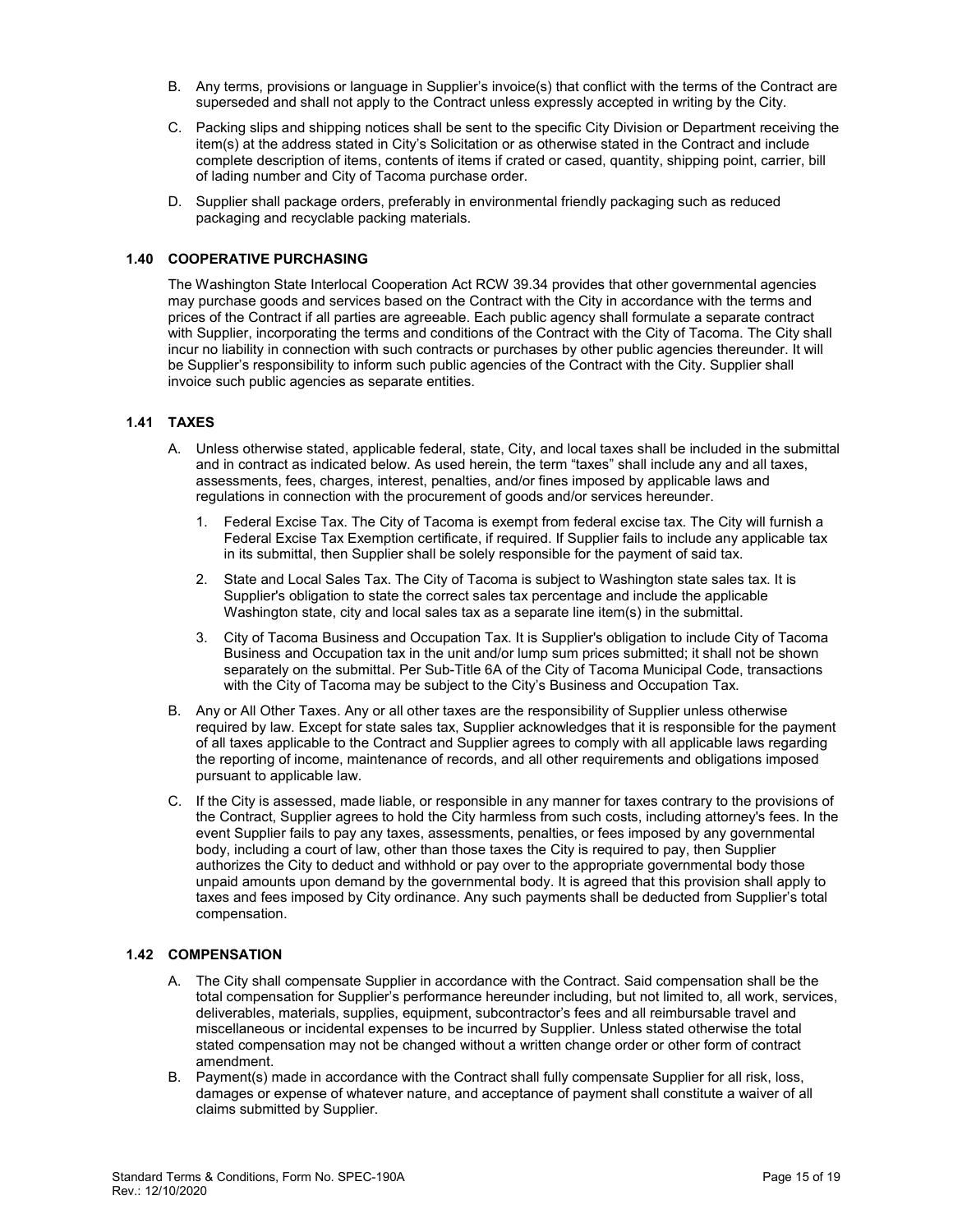B. Any terms, provisions or language in Supplier's invoice(s) that conflict with the terms of the Contract are superseded and shall not apply to the Contract unless expressly accepted in writing by the City.

C. Packing slips and shipping notices shall be sent to the specific City Division or Department receiving the item(s) at the address stated in City's Solicitation or as otherwise stated in the Contract and include complete description of items, contents of items if crated or cased, quantity, shipping point, carrier, bill of lading number and City of Tacoma purchase order.

D. Supplier shall package orders, preferably in environmental friendly packaging such as reduced packaging and recyclable packing materials.

### 1.40 COOPERATIVE PURCHASING

The Washington State Interlocal Cooperation Act RCW 39.34 provides that other governmental agencies may purchase goods and services based on the Contract with the City in accordance with the terms and prices of the Contract if all parties are agreeable. Each public agency shall formulate a separate contract with Supplier, incorporating the terms and conditions of the Contract with the City of Tacoma. The City shall incur no liability in connection with such contracts or purchases by other public agencies thereunder. It will be Supplier's responsibility to inform such public agencies of the Contract with the City. Supplier shall invoice such public agencies as separate entities.

### 1.41 TAXES

A. Unless otherwise stated, applicable federal, state, City, and local taxes shall be included in the submittal and in contract as indicated below. As used herein, the term "taxes" shall include any and all taxes, assessments, fees, charges, interest, penalties, and/or fines imposed by applicable laws and regulations in connection with the procurement of goods and/or services hereunder.

   1. Federal Excise Tax. The City of Tacoma is exempt from federal excise tax. The City will furnish a Federal Excise Tax Exemption certificate, if required. If Supplier fails to include any applicable tax in its submittal, then Supplier shall be solely responsible for the payment of said tax.

   2. State and Local Sales Tax. The City of Tacoma is subject to Washington state sales tax. It is Supplier's obligation to state the correct sales tax percentage and include the applicable Washington state, city and local sales tax as a separate line item(s) in the submittal.

   3. City of Tacoma Business and Occupation Tax. It is Supplier's obligation to include City of Tacoma Business and Occupation tax in the unit and/or lump sum prices submitted; it shall not be shown separately on the submittal. Per Sub-Title 6A of the City of Tacoma Municipal Code, transactions with the City of Tacoma may be subject to the City's Business and Occupation Tax.

B. Any or All Other Taxes. Any or all other taxes are the responsibility of Supplier unless otherwise required by law. Except for state sales tax, Supplier acknowledges that it is responsible for the payment of all taxes applicable to the Contract and Supplier agrees to comply with all applicable laws regarding the reporting of income, maintenance of records, and all other requirements and obligations imposed pursuant to applicable law.

C. If the City is assessed, made liable, or responsible in any manner for taxes contrary to the provisions of the Contract, Supplier agrees to hold the City harmless from such costs, including attorney's fees. In the event Supplier fails to pay any taxes, assessments, penalties, or fees imposed by any governmental body, including a court of law, other than those taxes the City is required to pay, then Supplier authorizes the City to deduct and withhold or pay over to the appropriate governmental body those unpaid amounts upon demand by the governmental body. It is agreed that this provision shall apply to taxes and fees imposed by City ordinance. Any such payments shall be deducted from Supplier's total compensation.

### 1.42 COMPENSATION

A. The City shall compensate Supplier in accordance with the Contract. Said compensation shall be the total compensation for Supplier's performance hereunder including, but not limited to, all work, services, deliverables, materials, supplies, equipment, subcontractor's fees and all reimbursable travel and miscellaneous or incidental expenses to be incurred by Supplier. Unless stated otherwise the total stated compensation may not be changed without a written change order or other form of contract amendment.

B. Payment(s) made in accordance with the Contract shall fully compensate Supplier for all risk, loss, damages or expense of whatever nature, and acceptance of payment shall constitute a waiver of all claims submitted by Supplier.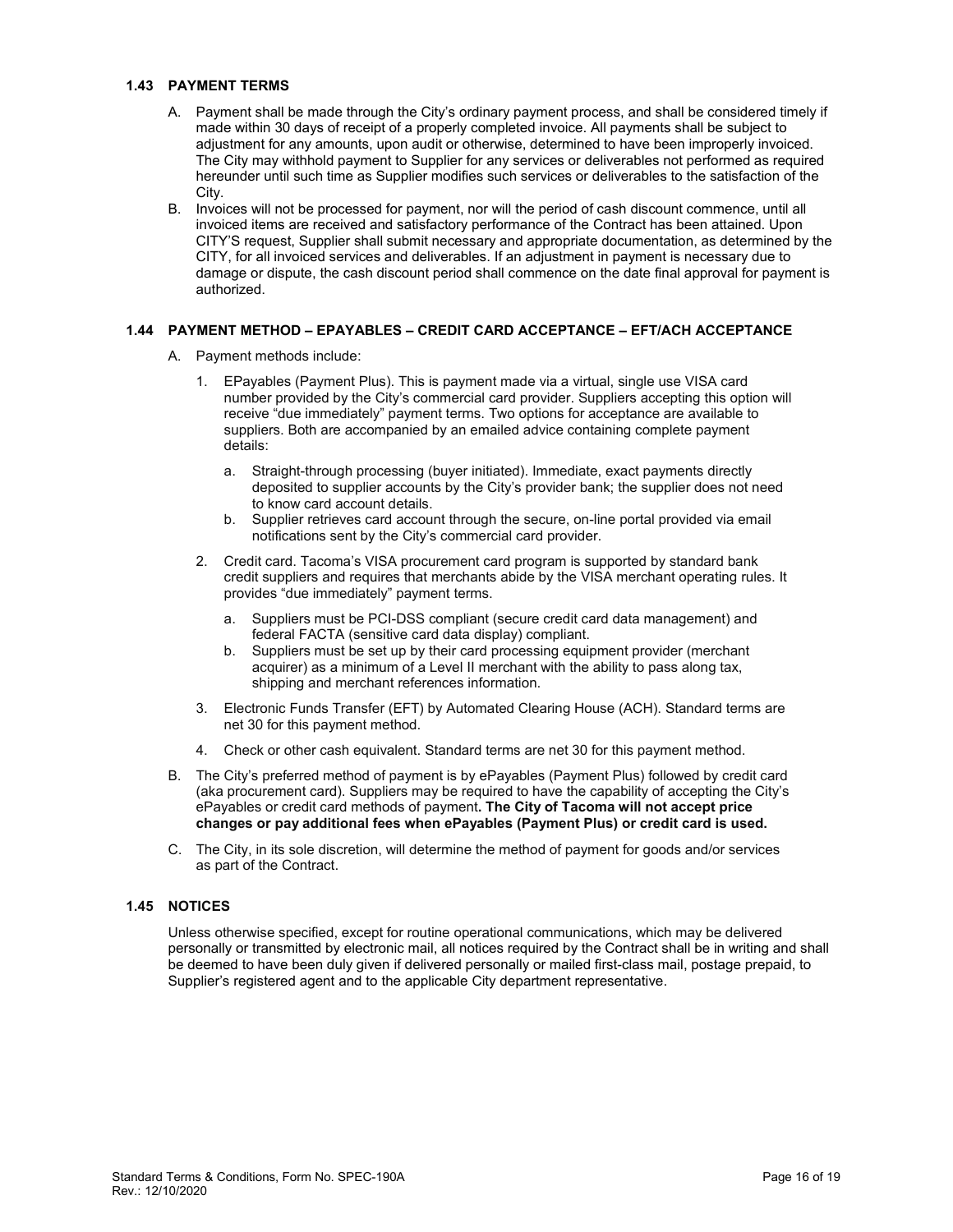### 1.43 PAYMENT TERMS

A. Payment shall be made through the City's ordinary payment process, and shall be considered timely if made within 30 days of receipt of a properly completed invoice. All payments shall be subject to adjustment for any amounts, upon audit or otherwise, determined to have been improperly invoiced. The City may withhold payment to Supplier for any services or deliverables not performed as required hereunder until such time as Supplier modifies such services or deliverables to the satisfaction of the City.

B. Invoices will not be processed for payment, nor will the period of cash discount commence, until all invoiced items are received and satisfactory performance of the Contract has been attained. Upon CITY'S request, Supplier shall submit necessary and appropriate documentation, as determined by the CITY, for all invoiced services and deliverables. If an adjustment in payment is necessary due to damage or dispute, the cash discount period shall commence on the date final approval for payment is authorized.

### 1.44 PAYMENT METHOD – EPAYABLES – CREDIT CARD ACCEPTANCE – EFT/ACH ACCEPTANCE

A. Payment methods include:

1. EPayables (Payment Plus). This is payment made via a virtual, single use VISA card number provided by the City's commercial card provider. Suppliers accepting this option will receive "due immediately" payment terms. Two options for acceptance are available to suppliers. Both are accompanied by an emailed advice containing complete payment details:
    a. Straight-through processing (buyer initiated). Immediate, exact payments directly deposited to supplier accounts by the City's provider bank; the supplier does not need to know card account details.
    b. Supplier retrieves card account through the secure, on-line portal provided via email notifications sent by the City's commercial card provider.

2. Credit card. Tacoma's VISA procurement card program is supported by standard bank credit suppliers and requires that merchants abide by the VISA merchant operating rules. It provides "due immediately" payment terms.
    a. Suppliers must be PCI-DSS compliant (secure credit card data management) and federal FACTA (sensitive card data display) compliant.
    b. Suppliers must be set up by their card processing equipment provider (merchant acquirer) as a minimum of a Level II merchant with the ability to pass along tax, shipping and merchant references information.

3. Electronic Funds Transfer (EFT) by Automated Clearing House (ACH). Standard terms are net 30 for this payment method.

4. Check or other cash equivalent. Standard terms are net 30 for this payment method.

B. The City's preferred method of payment is by ePayables (Payment Plus) followed by credit card (aka procurement card). Suppliers may be required to have the capability of accepting the City's ePayables or credit card methods of payment**. The City of Tacoma will not accept price changes or pay additional fees when ePayables (Payment Plus) or credit card is used.**

C. The City, in its sole discretion, will determine the method of payment for goods and/or services as part of the Contract.

### 1.45 NOTICES

Unless otherwise specified, except for routine operational communications, which may be delivered personally or transmitted by electronic mail, all notices required by the Contract shall be in writing and shall be deemed to have been duly given if delivered personally or mailed first-class mail, postage prepaid, to Supplier's registered agent and to the applicable City department representative.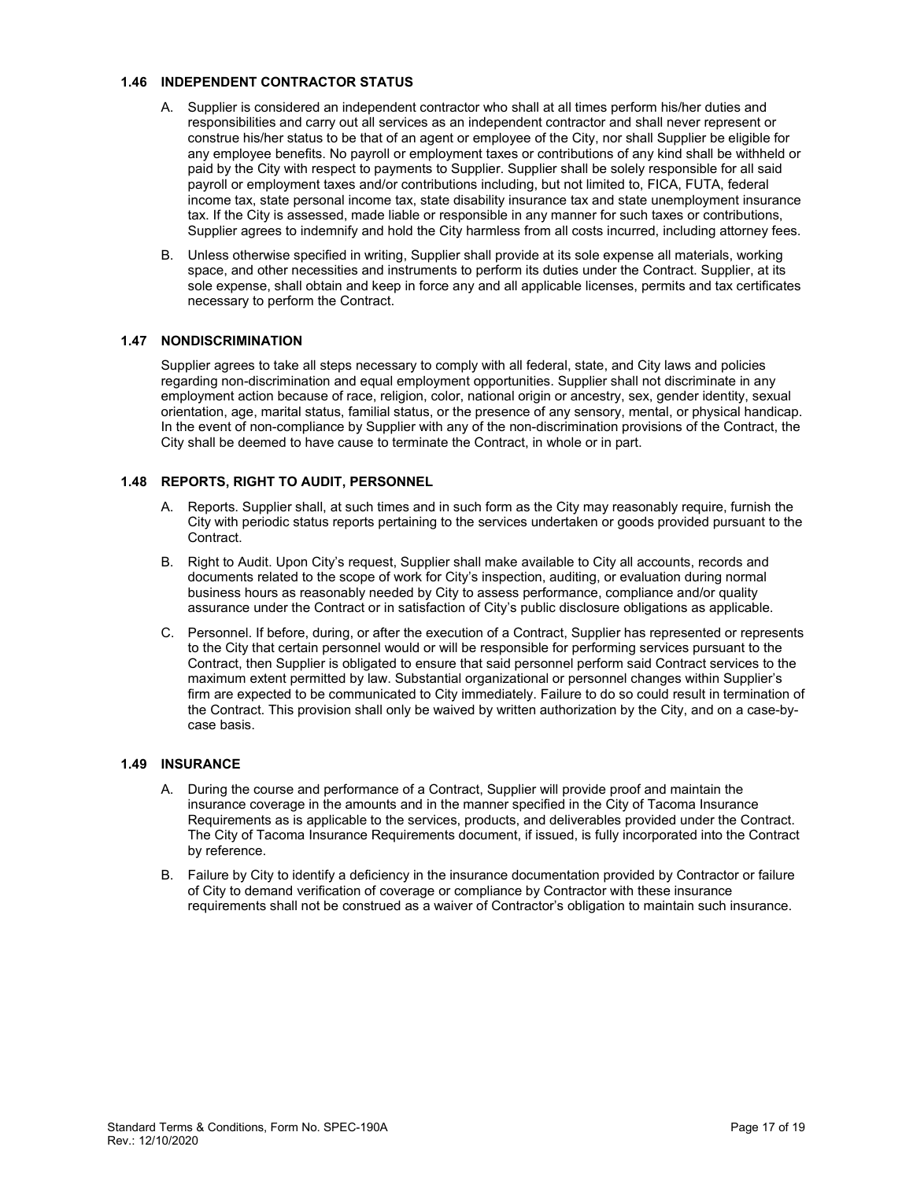### 1.46 INDEPENDENT CONTRACTOR STATUS

A. Supplier is considered an independent contractor who shall at all times perform his/her duties and responsibilities and carry out all services as an independent contractor and shall never represent or construe his/her status to be that of an agent or employee of the City, nor shall Supplier be eligible for any employee benefits. No payroll or employment taxes or contributions of any kind shall be withheld or paid by the City with respect to payments to Supplier. Supplier shall be solely responsible for all said payroll or employment taxes and/or contributions including, but not limited to, FICA, FUTA, federal income tax, state personal income tax, state disability insurance tax and state unemployment insurance tax. If the City is assessed, made liable or responsible in any manner for such taxes or contributions, Supplier agrees to indemnify and hold the City harmless from all costs incurred, including attorney fees.

B. Unless otherwise specified in writing, Supplier shall provide at its sole expense all materials, working space, and other necessities and instruments to perform its duties under the Contract. Supplier, at its sole expense, shall obtain and keep in force any and all applicable licenses, permits and tax certificates necessary to perform the Contract.

### 1.47 NONDISCRIMINATION

Supplier agrees to take all steps necessary to comply with all federal, state, and City laws and policies regarding non-discrimination and equal employment opportunities. Supplier shall not discriminate in any employment action because of race, religion, color, national origin or ancestry, sex, gender identity, sexual orientation, age, marital status, familial status, or the presence of any sensory, mental, or physical handicap. In the event of non-compliance by Supplier with any of the non-discrimination provisions of the Contract, the City shall be deemed to have cause to terminate the Contract, in whole or in part.

### 1.48 REPORTS, RIGHT TO AUDIT, PERSONNEL

A. Reports. Supplier shall, at such times and in such form as the City may reasonably require, furnish the City with periodic status reports pertaining to the services undertaken or goods provided pursuant to the Contract.

B. Right to Audit. Upon City's request, Supplier shall make available to City all accounts, records and documents related to the scope of work for City's inspection, auditing, or evaluation during normal business hours as reasonably needed by City to assess performance, compliance and/or quality assurance under the Contract or in satisfaction of City's public disclosure obligations as applicable.

C. Personnel. If before, during, or after the execution of a Contract, Supplier has represented or represents to the City that certain personnel would or will be responsible for performing services pursuant to the Contract, then Supplier is obligated to ensure that said personnel perform said Contract services to the maximum extent permitted by law. Substantial organizational or personnel changes within Supplier's firm are expected to be communicated to City immediately. Failure to do so could result in termination of the Contract. This provision shall only be waived by written authorization by the City, and on a case-by-case basis.

### 1.49 INSURANCE

A. During the course and performance of a Contract, Supplier will provide proof and maintain the insurance coverage in the amounts and in the manner specified in the City of Tacoma Insurance Requirements as is applicable to the services, products, and deliverables provided under the Contract. The City of Tacoma Insurance Requirements document, if issued, is fully incorporated into the Contract by reference.

B. Failure by City to identify a deficiency in the insurance documentation provided by Contractor or failure of City to demand verification of coverage or compliance by Contractor with these insurance requirements shall not be construed as a waiver of Contractor's obligation to maintain such insurance.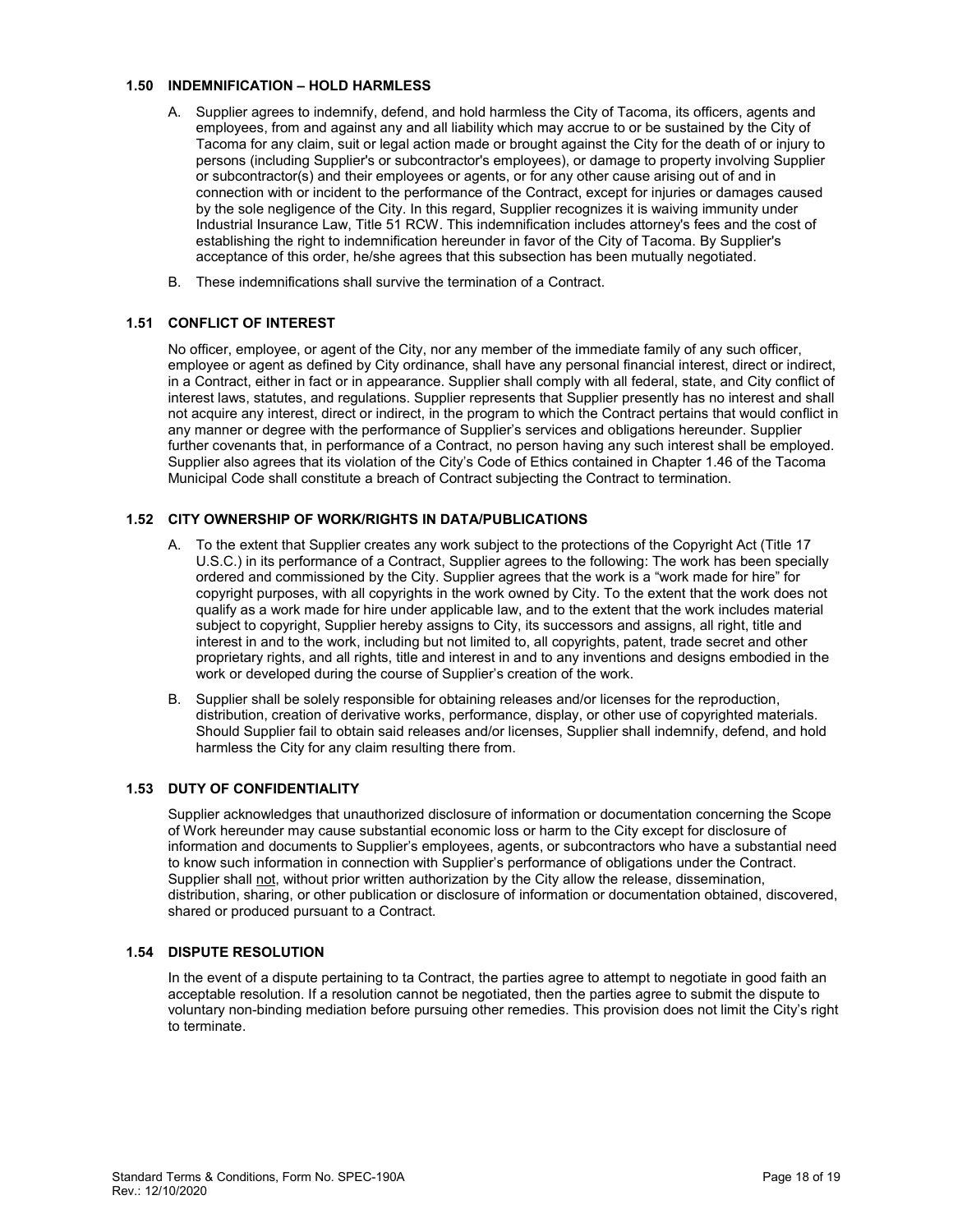### 1.50 INDEMNIFICATION – HOLD HARMLESS

A. Supplier agrees to indemnify, defend, and hold harmless the City of Tacoma, its officers, agents and employees, from and against any and all liability which may accrue to or be sustained by the City of Tacoma for any claim, suit or legal action made or brought against the City for the death of or injury to persons (including Supplier's or subcontractor's employees), or damage to property involving Supplier or subcontractor(s) and their employees or agents, or for any other cause arising out of and in connection with or incident to the performance of the Contract, except for injuries or damages caused by the sole negligence of the City. In this regard, Supplier recognizes it is waiving immunity under Industrial Insurance Law, Title 51 RCW. This indemnification includes attorney's fees and the cost of establishing the right to indemnification hereunder in favor of the City of Tacoma. By Supplier's acceptance of this order, he/she agrees that this subsection has been mutually negotiated.

B. These indemnifications shall survive the termination of a Contract.

### 1.51 CONFLICT OF INTEREST

No officer, employee, or agent of the City, nor any member of the immediate family of any such officer, employee or agent as defined by City ordinance, shall have any personal financial interest, direct or indirect, in a Contract, either in fact or in appearance. Supplier shall comply with all federal, state, and City conflict of interest laws, statutes, and regulations. Supplier represents that Supplier presently has no interest and shall not acquire any interest, direct or indirect, in the program to which the Contract pertains that would conflict in any manner or degree with the performance of Supplier's services and obligations hereunder. Supplier further covenants that, in performance of a Contract, no person having any such interest shall be employed. Supplier also agrees that its violation of the City's Code of Ethics contained in Chapter 1.46 of the Tacoma Municipal Code shall constitute a breach of Contract subjecting the Contract to termination.

### 1.52 CITY OWNERSHIP OF WORK/RIGHTS IN DATA/PUBLICATIONS

A. To the extent that Supplier creates any work subject to the protections of the Copyright Act (Title 17 U.S.C.) in its performance of a Contract, Supplier agrees to the following: The work has been specially ordered and commissioned by the City. Supplier agrees that the work is a "work made for hire" for copyright purposes, with all copyrights in the work owned by City. To the extent that the work does not qualify as a work made for hire under applicable law, and to the extent that the work includes material subject to copyright, Supplier hereby assigns to City, its successors and assigns, all right, title and interest in and to the work, including but not limited to, all copyrights, patent, trade secret and other proprietary rights, and all rights, title and interest in and to any inventions and designs embodied in the work or developed during the course of Supplier's creation of the work.

B. Supplier shall be solely responsible for obtaining releases and/or licenses for the reproduction, distribution, creation of derivative works, performance, display, or other use of copyrighted materials. Should Supplier fail to obtain said releases and/or licenses, Supplier shall indemnify, defend, and hold harmless the City for any claim resulting there from.

### 1.53 DUTY OF CONFIDENTIALITY

Supplier acknowledges that unauthorized disclosure of information or documentation concerning the Scope of Work hereunder may cause substantial economic loss or harm to the City except for disclosure of information and documents to Supplier's employees, agents, or subcontractors who have a substantial need to know such information in connection with Supplier's performance of obligations under the Contract. Supplier shall <u>not</u>, without prior written authorization by the City allow the release, dissemination, distribution, sharing, or other publication or disclosure of information or documentation obtained, discovered, shared or produced pursuant to a Contract.

### 1.54 DISPUTE RESOLUTION

In the event of a dispute pertaining to ta Contract, the parties agree to attempt to negotiate in good faith an acceptable resolution. If a resolution cannot be negotiated, then the parties agree to submit the dispute to voluntary non-binding mediation before pursuing other remedies. This provision does not limit the City's right to terminate.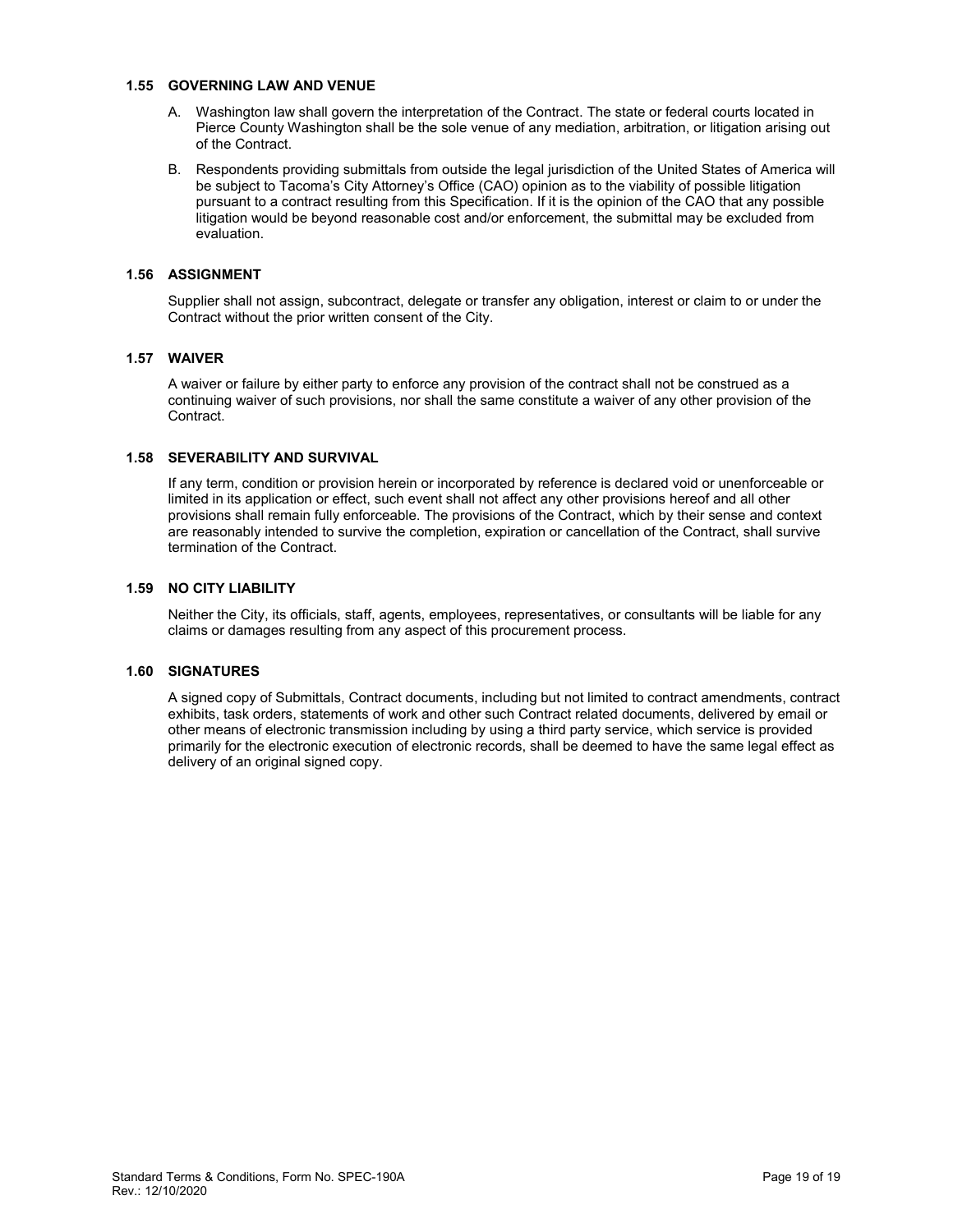### 1.55 GOVERNING LAW AND VENUE

A. Washington law shall govern the interpretation of the Contract. The state or federal courts located in Pierce County Washington shall be the sole venue of any mediation, arbitration, or litigation arising out of the Contract.

B. Respondents providing submittals from outside the legal jurisdiction of the United States of America will be subject to Tacoma's City Attorney's Office (CAO) opinion as to the viability of possible litigation pursuant to a contract resulting from this Specification. If it is the opinion of the CAO that any possible litigation would be beyond reasonable cost and/or enforcement, the submittal may be excluded from evaluation.

### 1.56 ASSIGNMENT

Supplier shall not assign, subcontract, delegate or transfer any obligation, interest or claim to or under the Contract without the prior written consent of the City.

### 1.57 WAIVER

A waiver or failure by either party to enforce any provision of the contract shall not be construed as a continuing waiver of such provisions, nor shall the same constitute a waiver of any other provision of the Contract.

### 1.58 SEVERABILITY AND SURVIVAL

If any term, condition or provision herein or incorporated by reference is declared void or unenforceable or limited in its application or effect, such event shall not affect any other provisions hereof and all other provisions shall remain fully enforceable. The provisions of the Contract, which by their sense and context are reasonably intended to survive the completion, expiration or cancellation of the Contract, shall survive termination of the Contract.

### 1.59 NO CITY LIABILITY

Neither the City, its officials, staff, agents, employees, representatives, or consultants will be liable for any claims or damages resulting from any aspect of this procurement process.

### 1.60 SIGNATURES

A signed copy of Submittals, Contract documents, including but not limited to contract amendments, contract exhibits, task orders, statements of work and other such Contract related documents, delivered by email or other means of electronic transmission including by using a third party service, which service is provided primarily for the electronic execution of electronic records, shall be deemed to have the same legal effect as delivery of an original signed copy.